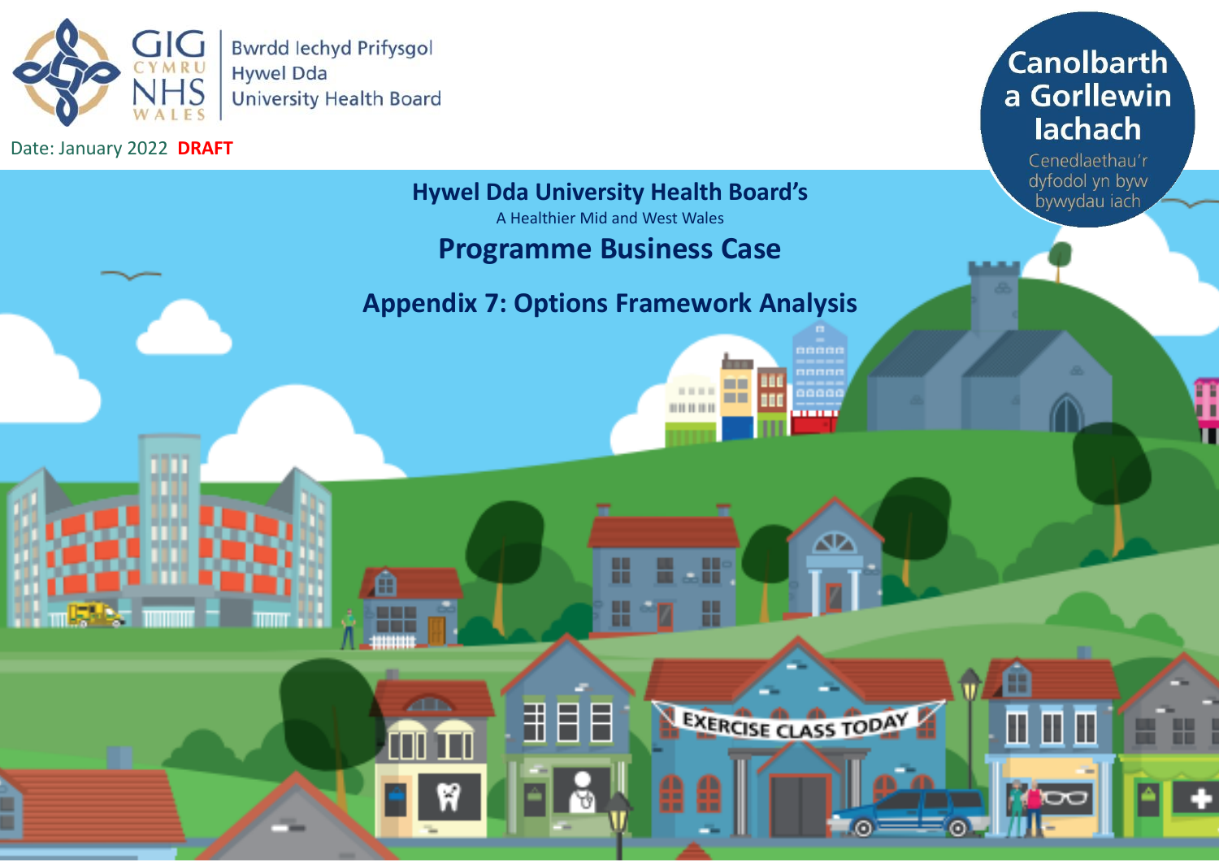GIG CYMRU NHS WALES

Bwrdd Iechyd Prifysgol Hywel Dda University Health Board

Date: January 2022 **DRAFT**

Canolbarth a Gorllewin Iachach

Cenedlaethau'r dyfodol yn byw bywydau iach

# Hywel Dda University Health Board's

A Healthier Mid and West Wales

# Programme Business Case

## Appendix 7: Options Framework Analysis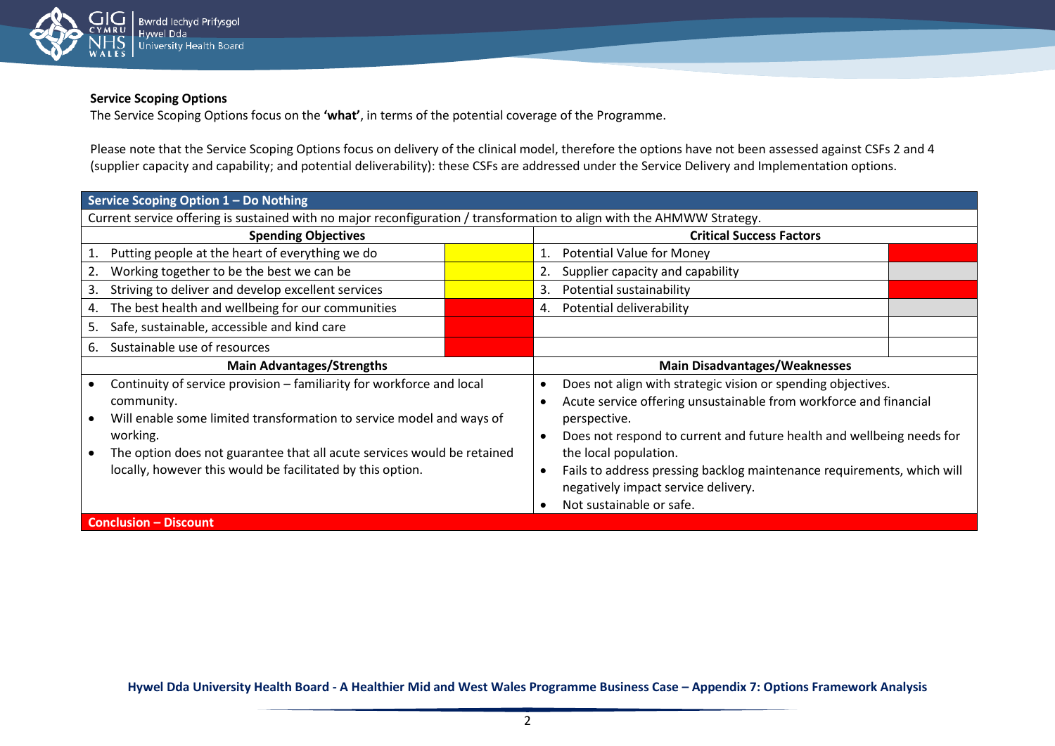**Service Scoping Options**

The Service Scoping Options focus on the **'what'**, in terms of the potential coverage of the Programme.

Please note that the Service Scoping Options focus on delivery of the clinical model, therefore the options have not been assessed against CSFs 2 and 4 (supplier capacity and capability; and potential deliverability): these CSFs are addressed under the Service Delivery and Implementation options.

| **Service Scoping Option 1 – Do Nothing** | | | |
|---|---|---|---|
| Current service offering is sustained with no major reconfiguration / transformation to align with the AHMWW Strategy. | | | |
| **Spending Objectives** | | **Critical Success Factors** | |
| 1. Putting people at the heart of everything we do | Yellow | 1. Potential Value for Money | Red |
| 2. Working together to be the best we can be | Yellow | 2. Supplier capacity and capability | Grey |
| 3. Striving to deliver and develop excellent services | Yellow | 3. Potential sustainability | Red |
| 4. The best health and wellbeing for our communities | Red | 4. Potential deliverability | Grey |
| 5. Safe, sustainable, accessible and kind care | Red | | |
| 6. Sustainable use of resources | Red | | |
| **Main Advantages/Strengths** | | **Main Disadvantages/Weaknesses** | |
| • Continuity of service provision – familiarity for workforce and local community.<br>• Will enable some limited transformation to service model and ways of working.<br>• The option does not guarantee that all acute services would be retained locally, however this would be facilitated by this option. | | • Does not align with strategic vision or spending objectives.<br>• Acute service offering unsustainable from workforce and financial perspective.<br>• Does not respond to current and future health and wellbeing needs for the local population.<br>• Fails to address pressing backlog maintenance requirements, which will negatively impact service delivery.<br>• Not sustainable or safe. | |
| **Conclusion – Discount** | | | |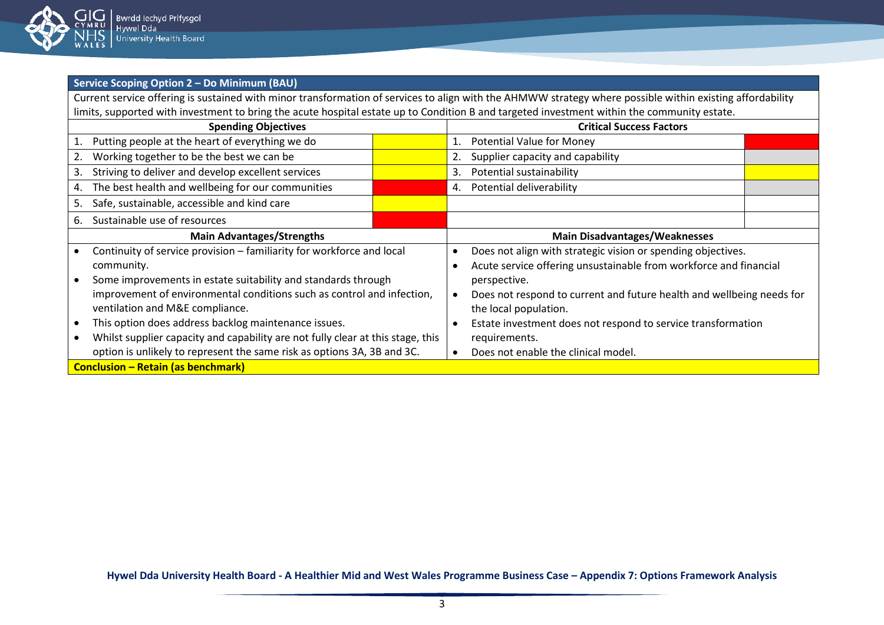| Service Scoping Option 2 – Do Minimum (BAU) | | | |
|---|---|---|---|
| Current service offering is sustained with minor transformation of services to align with the AHMWW strategy where possible within existing affordability limits, supported with investment to bring the acute hospital estate up to Condition B and targeted investment within the community estate. | | | |
| **Spending Objectives** | | **Critical Success Factors** | |
| 1. Putting people at the heart of everything we do | | 1. Potential Value for Money | |
| 2. Working together to be the best we can be | | 2. Supplier capacity and capability | |
| 3. Striving to deliver and develop excellent services | | 3. Potential sustainability | |
| 4. The best health and wellbeing for our communities | | 4. Potential deliverability | |
| 5. Safe, sustainable, accessible and kind care | | | |
| 6. Sustainable use of resources | | | |
| **Main Advantages/Strengths** | | **Main Disadvantages/Weaknesses** | |
| • Continuity of service provision – familiarity for workforce and local community.<br>• Some improvements in estate suitability and standards through improvement of environmental conditions such as control and infection, ventilation and M&E compliance.<br>• This option does address backlog maintenance issues.<br>• Whilst supplier capacity and capability are not fully clear at this stage, this option is unlikely to represent the same risk as options 3A, 3B and 3C. | | • Does not align with strategic vision or spending objectives.<br>• Acute service offering unsustainable from workforce and financial perspective.<br>• Does not respond to current and future health and wellbeing needs for the local population.<br>• Estate investment does not respond to service transformation requirements.<br>• Does not enable the clinical model. | |
| **Conclusion – Retain (as benchmark)** | | | |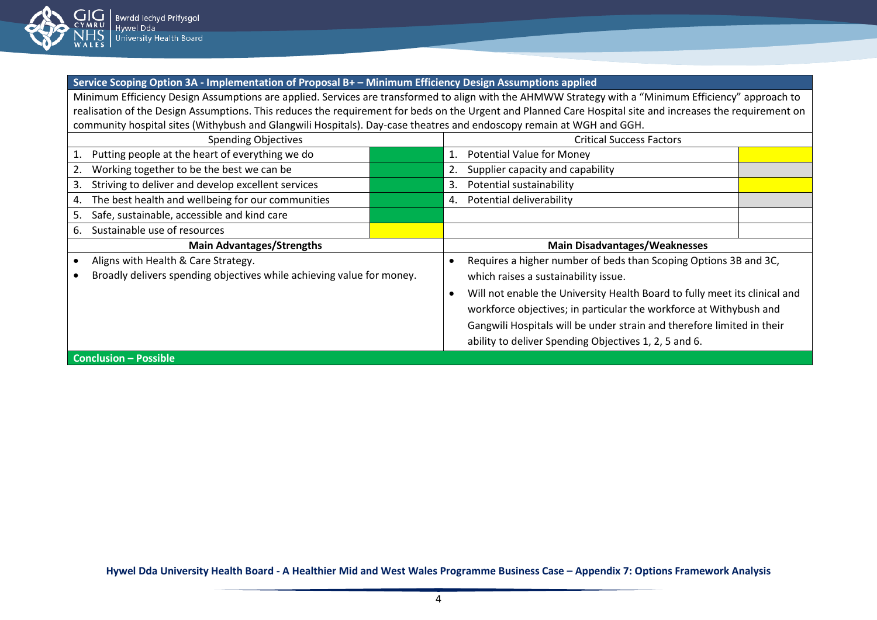**Service Scoping Option 3A - Implementation of Proposal B+ – Minimum Efficiency Design Assumptions applied**

Minimum Efficiency Design Assumptions are applied. Services are transformed to align with the AHMWW Strategy with a "Minimum Efficiency" approach to realisation of the Design Assumptions. This reduces the requirement for beds on the Urgent and Planned Care Hospital site and increases the requirement on community hospital sites (Withybush and Glangwili Hospitals). Day-case theatres and endoscopy remain at WGH and GGH.

| Spending Objectives | | Critical Success Factors | |
|---|---|---|---|
| 1. Putting people at the heart of everything we do | Green | 1. Potential Value for Money | Yellow |
| 2. Working together to be the best we can be | Green | 2. Supplier capacity and capability | Grey |
| 3. Striving to deliver and develop excellent services | Green | 3. Potential sustainability | Yellow |
| 4. The best health and wellbeing for our communities | Green | 4. Potential deliverability | Grey |
| 5. Safe, sustainable, accessible and kind care | Green | | |
| 6. Sustainable use of resources | Yellow | | |

| Main Advantages/Strengths | Main Disadvantages/Weaknesses |
|---|---|
| • Aligns with Health & Care Strategy.<br>• Broadly delivers spending objectives while achieving value for money. | • Requires a higher number of beds than Scoping Options 3B and 3C, which raises a sustainability issue.<br>• Will not enable the University Health Board to fully meet its clinical and workforce objectives; in particular the workforce at Withybush and Gangwili Hospitals will be under strain and therefore limited in their ability to deliver Spending Objectives 1, 2, 5 and 6. |

**Conclusion – Possible**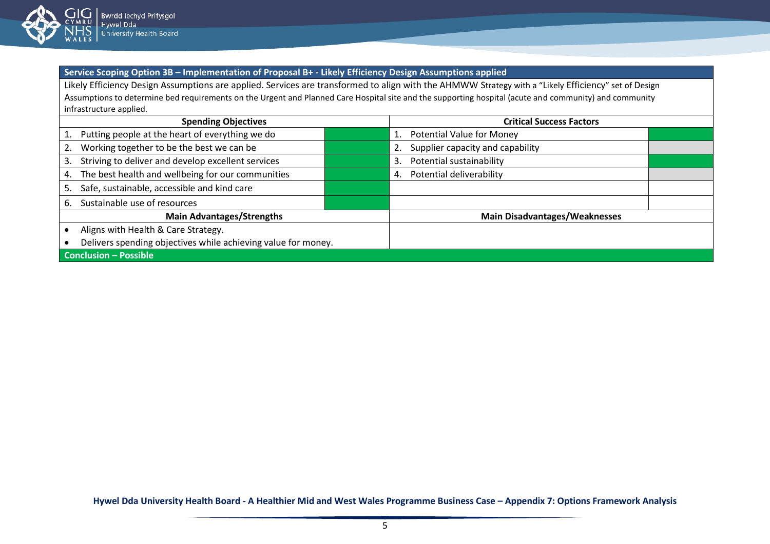| Service Scoping Option 3B – Implementation of Proposal B+ - Likely Efficiency Design Assumptions applied | | | |
|---|---|---|---|
| Likely Efficiency Design Assumptions are applied. Services are transformed to align with the AHMWW Strategy with a "Likely Efficiency" set of Design Assumptions to determine bed requirements on the Urgent and Planned Care Hospital site and the supporting hospital (acute and community) and community infrastructure applied. | | | |
| **Spending Objectives** | | **Critical Success Factors** | |
| 1. Putting people at the heart of everything we do | Green | 1. Potential Value for Money | Green |
| 2. Working together to be the best we can be | Green | 2. Supplier capacity and capability | Grey |
| 3. Striving to deliver and develop excellent services | Green | 3. Potential sustainability | Green |
| 4. The best health and wellbeing for our communities | Green | 4. Potential deliverability | Grey |
| 5. Safe, sustainable, accessible and kind care | Green | | |
| 6. Sustainable use of resources | Green | | |
| **Main Advantages/Strengths** | | **Main Disadvantages/Weaknesses** | |
| • Aligns with Health & Care Strategy.<br>• Delivers spending objectives while achieving value for money. | | | |
| **Conclusion – Possible** | | | |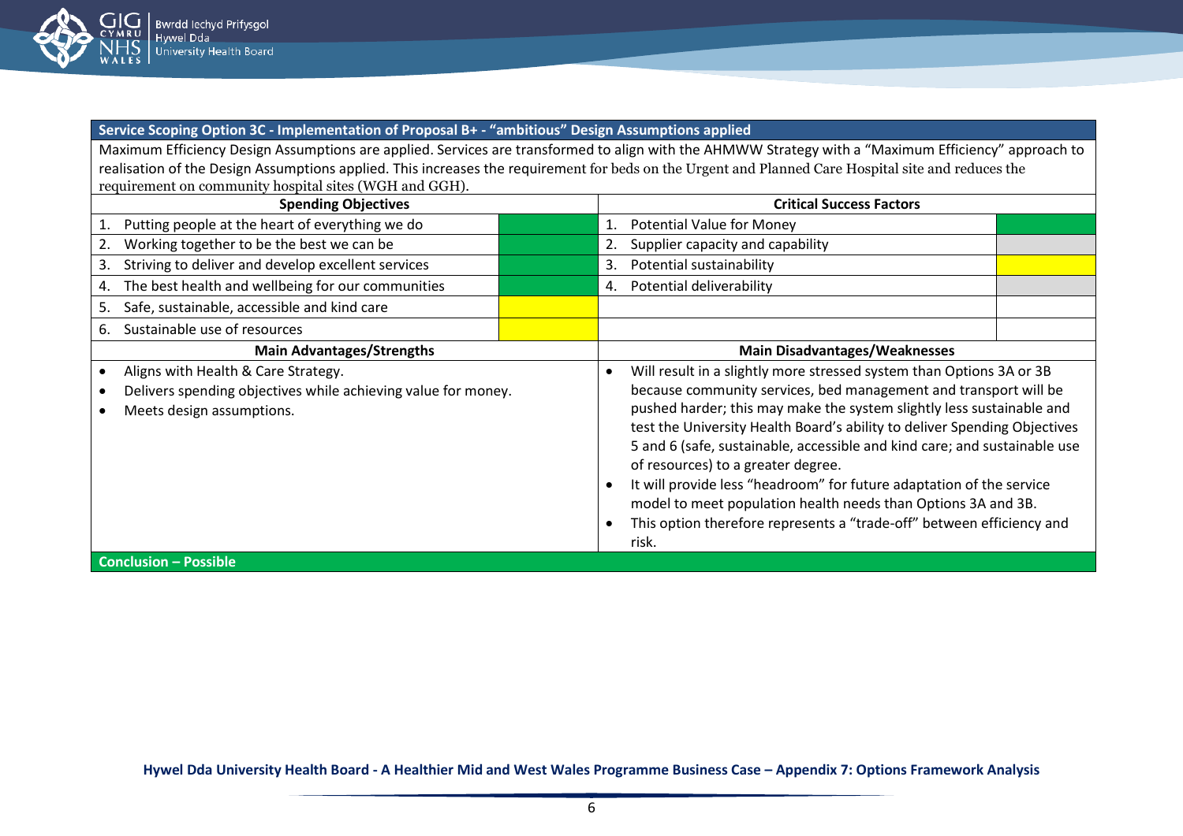**Service Scoping Option 3C - Implementation of Proposal B+ - "ambitious" Design Assumptions applied**

Maximum Efficiency Design Assumptions are applied. Services are transformed to align with the AHMWW Strategy with a "Maximum Efficiency" approach to realisation of the Design Assumptions applied. This increases the requirement for beds on the Urgent and Planned Care Hospital site and reduces the requirement on community hospital sites (WGH and GGH).

| Spending Objectives | Rating | Critical Success Factors | Rating |
|---|---|---|---|
| 1. Putting people at the heart of everything we do | Green | 1. Potential Value for Money | Green |
| 2. Working together to be the best we can be | Green | 2. Supplier capacity and capability | Grey |
| 3. Striving to deliver and develop excellent services | Green | 3. Potential sustainability | Yellow |
| 4. The best health and wellbeing for our communities | Green | 4. Potential deliverability | Grey |
| 5. Safe, sustainable, accessible and kind care | Yellow | | |
| 6. Sustainable use of resources | Yellow | | |

| Main Advantages/Strengths | Main Disadvantages/Weaknesses |
|---|---|
| • Aligns with Health & Care Strategy.<br>• Delivers spending objectives while achieving value for money.<br>• Meets design assumptions. | • Will result in a slightly more stressed system than Options 3A or 3B because community services, bed management and transport will be pushed harder; this may make the system slightly less sustainable and test the University Health Board's ability to deliver Spending Objectives 5 and 6 (safe, sustainable, accessible and kind care; and sustainable use of resources) to a greater degree.<br>• It will provide less "headroom" for future adaptation of the service model to meet population health needs than Options 3A and 3B.<br>• This option therefore represents a "trade-off" between efficiency and risk. |

**Conclusion – Possible**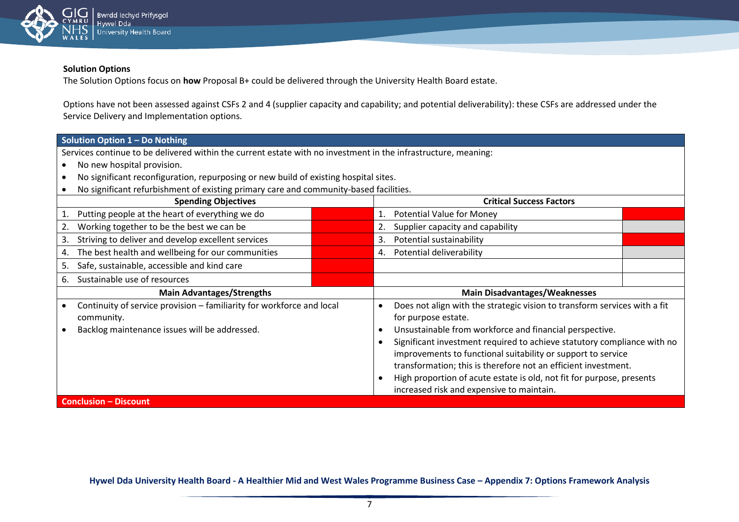**Solution Options**

The Solution Options focus on **how** Proposal B+ could be delivered through the University Health Board estate.

Options have not been assessed against CSFs 2 and 4 (supplier capacity and capability; and potential deliverability): these CSFs are addressed under the Service Delivery and Implementation options.

**Solution Option 1 – Do Nothing**

Services continue to be delivered within the current estate with no investment in the infrastructure, meaning:

- No new hospital provision.
- No significant reconfiguration, repurposing or new build of existing hospital sites.
- No significant refurbishment of existing primary care and community-based facilities.

| Spending Objectives | | Critical Success Factors | |
|---|---|---|---|
| 1. Putting people at the heart of everything we do | Red | 1. Potential Value for Money | Red |
| 2. Working together to be the best we can be | Red | 2. Supplier capacity and capability | Not assessed |
| 3. Striving to deliver and develop excellent services | Red | 3. Potential sustainability | Red |
| 4. The best health and wellbeing for our communities | Red | 4. Potential deliverability | Not assessed |
| 5. Safe, sustainable, accessible and kind care | Red | | |
| 6. Sustainable use of resources | Red | | |

| Main Advantages/Strengths | Main Disadvantages/Weaknesses |
|---|---|
| • Continuity of service provision – familiarity for workforce and local community.<br>• Backlog maintenance issues will be addressed. | • Does not align with the strategic vision to transform services with a fit for purpose estate.<br>• Unsustainable from workforce and financial perspective.<br>• Significant investment required to achieve statutory compliance with no improvements to functional suitability or support to service transformation; this is therefore not an efficient investment.<br>• High proportion of acute estate is old, not fit for purpose, presents increased risk and expensive to maintain. |

**Conclusion – Discount**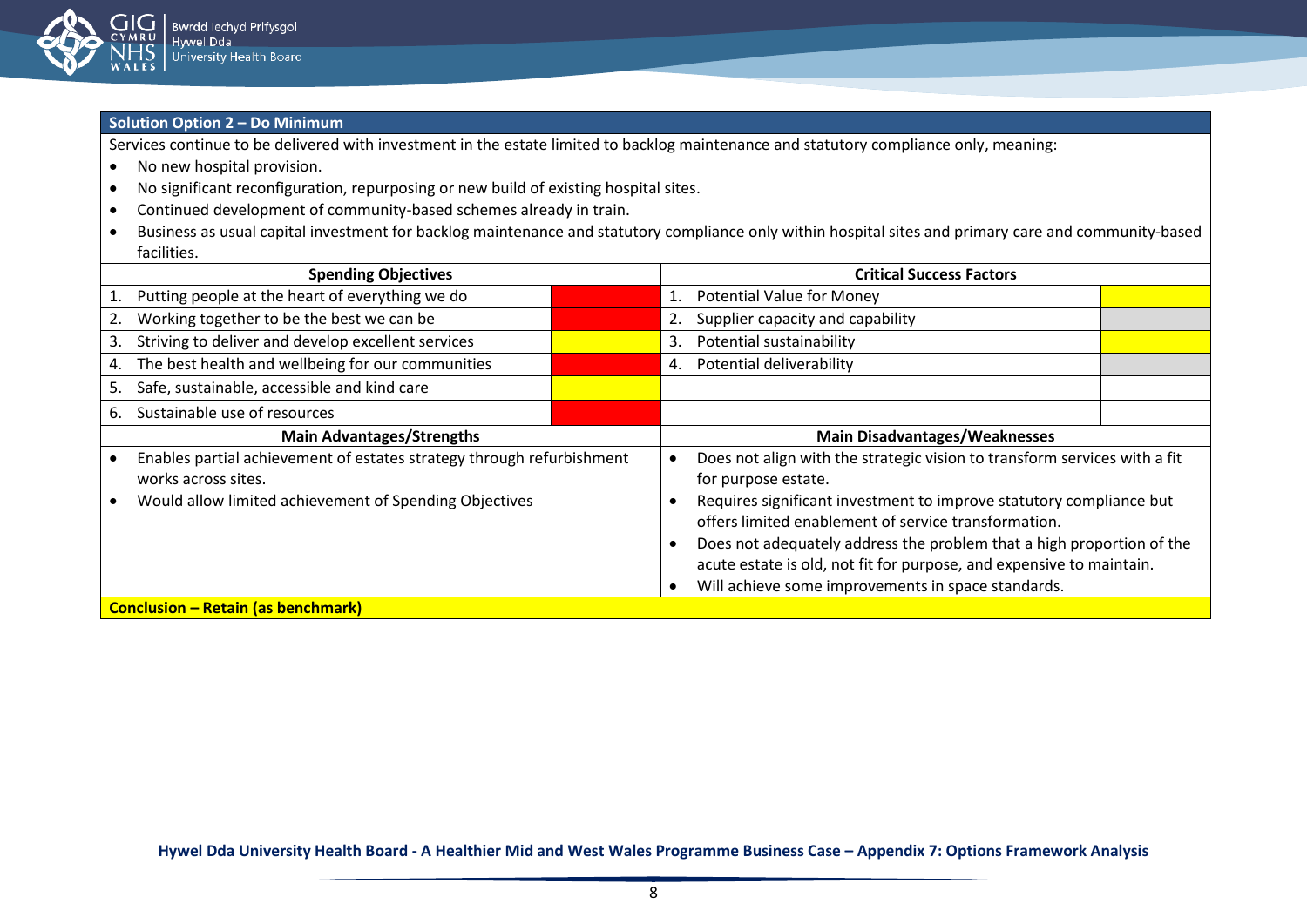**Solution Option 2 – Do Minimum**

Services continue to be delivered with investment in the estate limited to backlog maintenance and statutory compliance only, meaning:

- No new hospital provision.
- No significant reconfiguration, repurposing or new build of existing hospital sites.
- Continued development of community-based schemes already in train.
- Business as usual capital investment for backlog maintenance and statutory compliance only within hospital sites and primary care and community-based facilities.

| Spending Objectives | | Critical Success Factors | |
|---|---|---|---|
| 1. Putting people at the heart of everything we do | Red | 1. Potential Value for Money | Yellow |
| 2. Working together to be the best we can be | Red | 2. Supplier capacity and capability | Grey |
| 3. Striving to deliver and develop excellent services | Yellow | 3. Potential sustainability | Yellow |
| 4. The best health and wellbeing for our communities | Red | 4. Potential deliverability | Grey |
| 5. Safe, sustainable, accessible and kind care | Yellow | | |
| 6. Sustainable use of resources | Red | | |

| Main Advantages/Strengths | Main Disadvantages/Weaknesses |
|---|---|
| • Enables partial achievement of estates strategy through refurbishment works across sites.<br>• Would allow limited achievement of Spending Objectives | • Does not align with the strategic vision to transform services with a fit for purpose estate.<br>• Requires significant investment to improve statutory compliance but offers limited enablement of service transformation.<br>• Does not adequately address the problem that a high proportion of the acute estate is old, not fit for purpose, and expensive to maintain.<br>• Will achieve some improvements in space standards. |

**Conclusion – Retain (as benchmark)**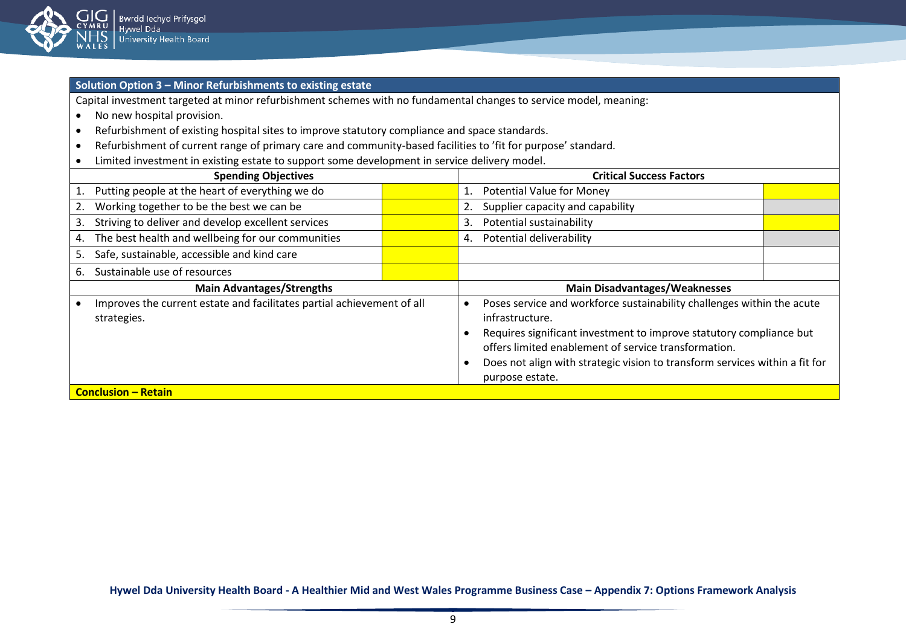| Solution Option 3 – Minor Refurbishments to existing estate | | | |
|---|---|---|---|
| Capital investment targeted at minor refurbishment schemes with no fundamental changes to service model, meaning:<br>• No new hospital provision.<br>• Refurbishment of existing hospital sites to improve statutory compliance and space standards.<br>• Refurbishment of current range of primary care and community-based facilities to 'fit for purpose' standard.<br>• Limited investment in existing estate to support some development in service delivery model. | | | |
| **Spending Objectives** | | **Critical Success Factors** | |
| 1. Putting people at the heart of everything we do | | 1. Potential Value for Money | |
| 2. Working together to be the best we can be | | 2. Supplier capacity and capability | |
| 3. Striving to deliver and develop excellent services | | 3. Potential sustainability | |
| 4. The best health and wellbeing for our communities | | 4. Potential deliverability | |
| 5. Safe, sustainable, accessible and kind care | | | |
| 6. Sustainable use of resources | | | |
| **Main Advantages/Strengths** | | **Main Disadvantages/Weaknesses** | |
| • Improves the current estate and facilitates partial achievement of all strategies. | | • Poses service and workforce sustainability challenges within the acute infrastructure.<br>• Requires significant investment to improve statutory compliance but offers limited enablement of service transformation.<br>• Does not align with strategic vision to transform services within a fit for purpose estate. | |
| **Conclusion – Retain** | | | |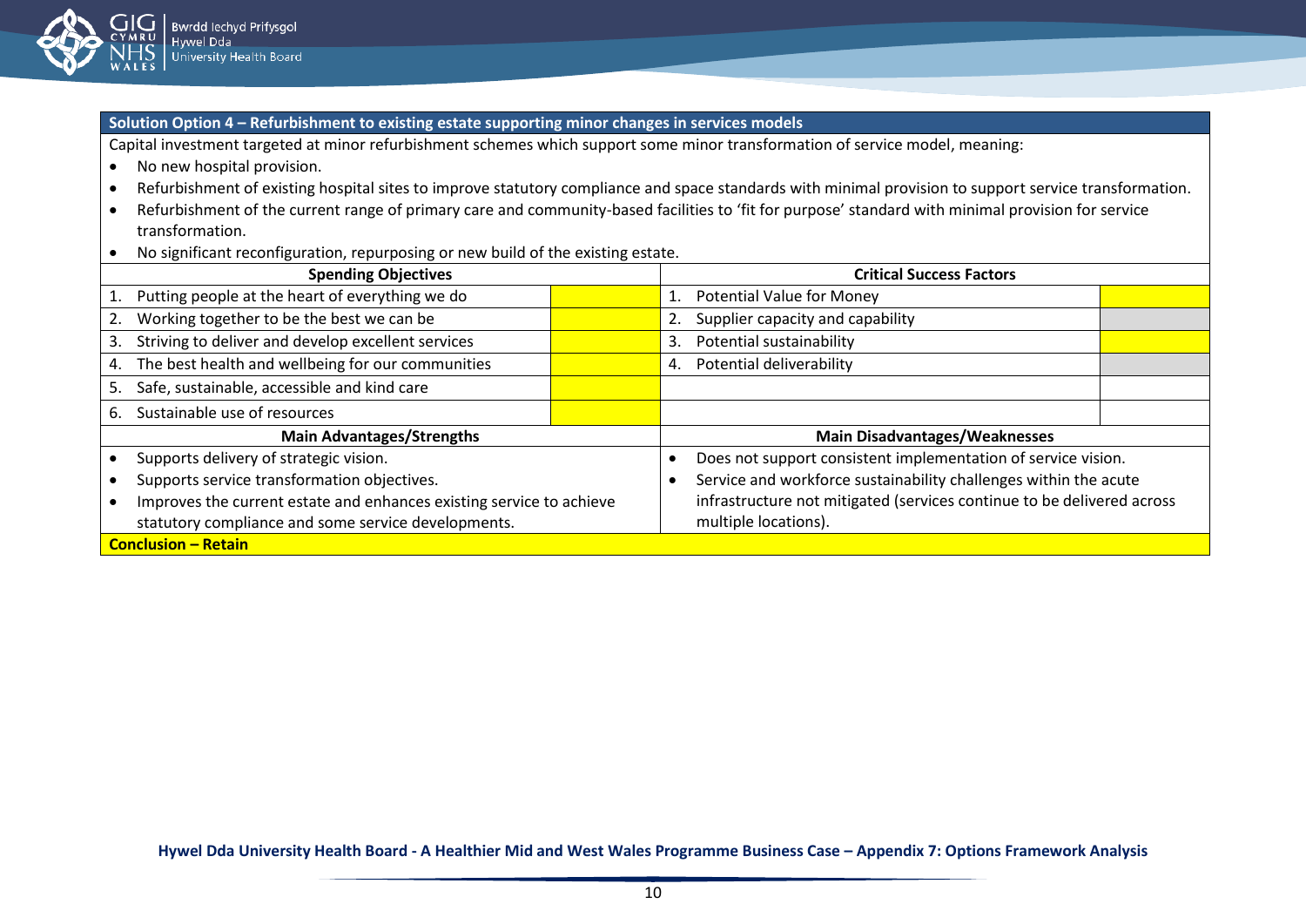**Solution Option 4 – Refurbishment to existing estate supporting minor changes in services models**

Capital investment targeted at minor refurbishment schemes which support some minor transformation of service model, meaning:

- No new hospital provision.
- Refurbishment of existing hospital sites to improve statutory compliance and space standards with minimal provision to support service transformation.
- Refurbishment of the current range of primary care and community-based facilities to 'fit for purpose' standard with minimal provision for service transformation.
- No significant reconfiguration, repurposing or new build of the existing estate.

| Spending Objectives | | Critical Success Factors | |
|---|---|---|---|
| 1. Putting people at the heart of everything we do | | 1. Potential Value for Money | |
| 2. Working together to be the best we can be | | 2. Supplier capacity and capability | |
| 3. Striving to deliver and develop excellent services | | 3. Potential sustainability | |
| 4. The best health and wellbeing for our communities | | 4. Potential deliverability | |
| 5. Safe, sustainable, accessible and kind care | | | |
| 6. Sustainable use of resources | | | |

| Main Advantages/Strengths | Main Disadvantages/Weaknesses |
|---|---|
| • Supports delivery of strategic vision.<br>• Supports service transformation objectives.<br>• Improves the current estate and enhances existing service to achieve statutory compliance and some service developments. | • Does not support consistent implementation of service vision.<br>• Service and workforce sustainability challenges within the acute infrastructure not mitigated (services continue to be delivered across multiple locations). |

**Conclusion – Retain**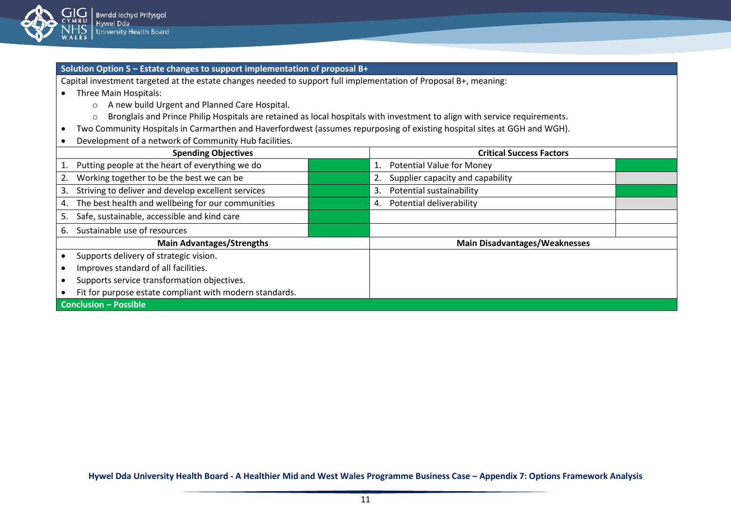**Solution Option 5 – Estate changes to support implementation of proposal B+**

Capital investment targeted at the estate changes needed to support full implementation of Proposal B+, meaning:

- Three Main Hospitals:
    - A new build Urgent and Planned Care Hospital.
    - Bronglais and Prince Philip Hospitals are retained as local hospitals with investment to align with service requirements.
- Two Community Hospitals in Carmarthen and Haverfordwest (assumes repurposing of existing hospital sites at GGH and WGH).
- Development of a network of Community Hub facilities.

| Spending Objectives | | Critical Success Factors | |
|---|---|---|---|
| 1. Putting people at the heart of everything we do | | 1. Potential Value for Money | |
| 2. Working together to be the best we can be | | 2. Supplier capacity and capability | |
| 3. Striving to deliver and develop excellent services | | 3. Potential sustainability | |
| 4. The best health and wellbeing for our communities | | 4. Potential deliverability | |
| 5. Safe, sustainable, accessible and kind care | | | |
| 6. Sustainable use of resources | | | |

| Main Advantages/Strengths | Main Disadvantages/Weaknesses |
|---|---|
| • Supports delivery of strategic vision.<br>• Improves standard of all facilities.<br>• Supports service transformation objectives.<br>• Fit for purpose estate compliant with modern standards. | |

**Conclusion – Possible**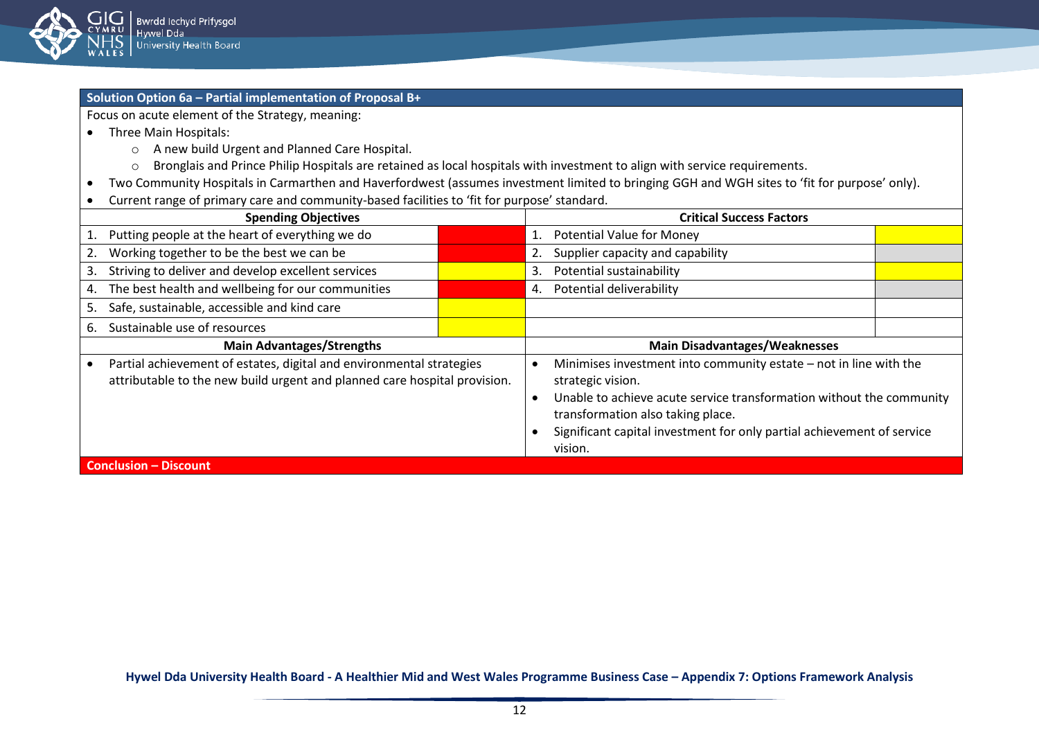## Solution Option 6a – Partial implementation of Proposal B+

Focus on acute element of the Strategy, meaning:

- Three Main Hospitals:
  - A new build Urgent and Planned Care Hospital.
  - Bronglais and Prince Philip Hospitals are retained as local hospitals with investment to align with service requirements.
- Two Community Hospitals in Carmarthen and Haverfordwest (assumes investment limited to bringing GGH and WGH sites to 'fit for purpose' only).
- Current range of primary care and community-based facilities to 'fit for purpose' standard.

| Spending Objectives | | Critical Success Factors | |
|---|---|---|---|
| 1. Putting people at the heart of everything we do | Red | 1. Potential Value for Money | Yellow |
| 2. Working together to be the best we can be | Red | 2. Supplier capacity and capability | Grey |
| 3. Striving to deliver and develop excellent services | Yellow | 3. Potential sustainability | Yellow |
| 4. The best health and wellbeing for our communities | Red | 4. Potential deliverability | Grey |
| 5. Safe, sustainable, accessible and kind care | Yellow | | |
| 6. Sustainable use of resources | Yellow | | |

| Main Advantages/Strengths | Main Disadvantages/Weaknesses |
|---|---|
| • Partial achievement of estates, digital and environmental strategies attributable to the new build urgent and planned care hospital provision. | • Minimises investment into community estate – not in line with the strategic vision.<br>• Unable to achieve acute service transformation without the community transformation also taking place.<br>• Significant capital investment for only partial achievement of service vision. |

**Conclusion – Discount**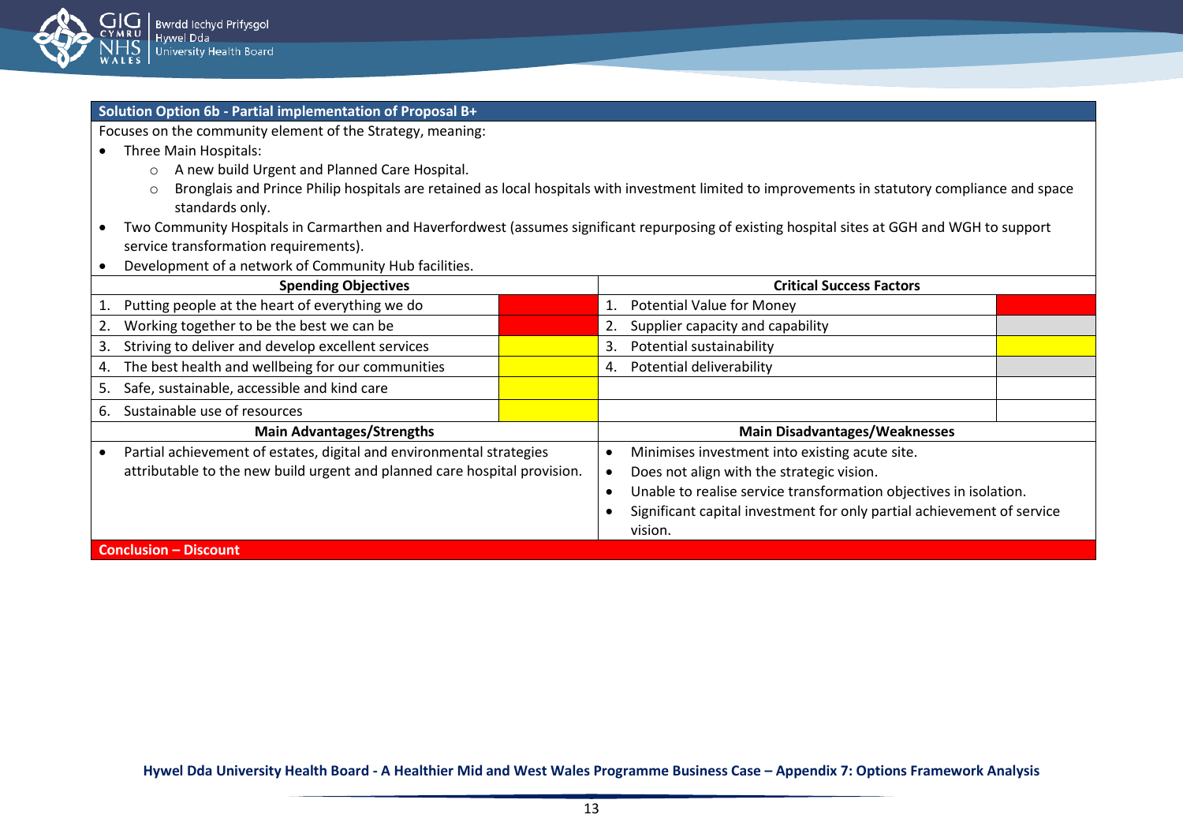**Solution Option 6b - Partial implementation of Proposal B+**

Focuses on the community element of the Strategy, meaning:

- Three Main Hospitals:
  - A new build Urgent and Planned Care Hospital.
  - Bronglais and Prince Philip hospitals are retained as local hospitals with investment limited to improvements in statutory compliance and space standards only.
- Two Community Hospitals in Carmarthen and Haverfordwest (assumes significant repurposing of existing hospital sites at GGH and WGH to support service transformation requirements).
- Development of a network of Community Hub facilities.

| Spending Objectives | | Critical Success Factors | |
|---|---|---|---|
| 1. Putting people at the heart of everything we do | Red | 1. Potential Value for Money | Red |
| 2. Working together to be the best we can be | Red | 2. Supplier capacity and capability | Grey |
| 3. Striving to deliver and develop excellent services | Yellow | 3. Potential sustainability | Yellow |
| 4. The best health and wellbeing for our communities | Yellow | 4. Potential deliverability | Grey |
| 5. Safe, sustainable, accessible and kind care | Yellow | | |
| 6. Sustainable use of resources | Yellow | | |

| Main Advantages/Strengths | Main Disadvantages/Weaknesses |
|---|---|
| • Partial achievement of estates, digital and environmental strategies attributable to the new build urgent and planned care hospital provision. | • Minimises investment into existing acute site.<br>• Does not align with the strategic vision.<br>• Unable to realise service transformation objectives in isolation.<br>• Significant capital investment for only partial achievement of service vision. |

**Conclusion – Discount**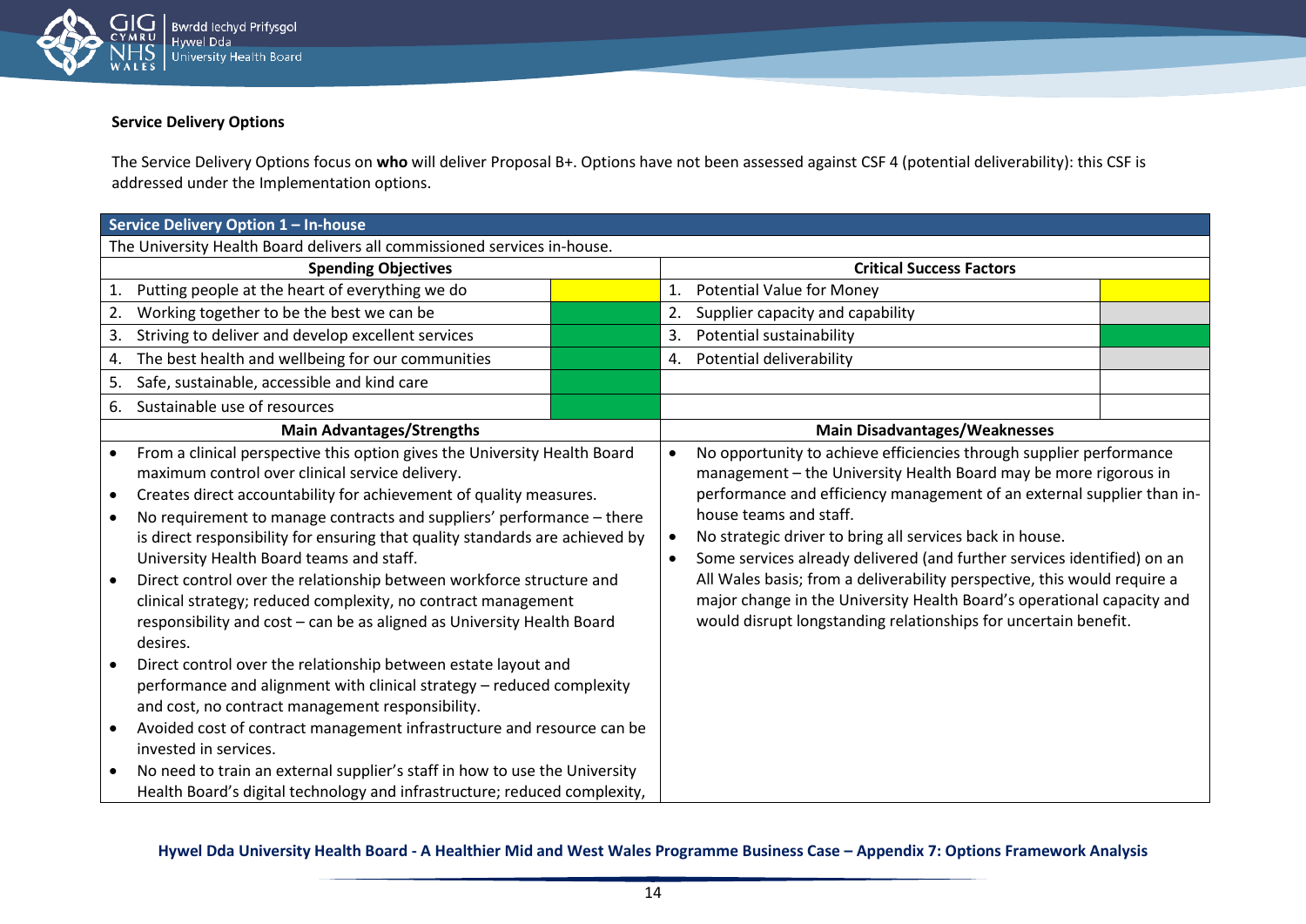**Service Delivery Options**

The Service Delivery Options focus on **who** will deliver Proposal B+. Options have not been assessed against CSF 4 (potential deliverability): this CSF is addressed under the Implementation options.

| **Service Delivery Option 1 – In-house** | | | |
|---|---|---|---|
| The University Health Board delivers all commissioned services in-house. | | | |
| **Spending Objectives** | | **Critical Success Factors** | |
| 1. Putting people at the heart of everything we do | (yellow) | 1. Potential Value for Money | (yellow) |
| 2. Working together to be the best we can be | (green) | 2. Supplier capacity and capability | (grey) |
| 3. Striving to deliver and develop excellent services | (green) | 3. Potential sustainability | (green) |
| 4. The best health and wellbeing for our communities | (green) | 4. Potential deliverability | (grey) |
| 5. Safe, sustainable, accessible and kind care | (green) | | |
| 6. Sustainable use of resources | (green) | | |
| **Main Advantages/Strengths** | | **Main Disadvantages/Weaknesses** | |
| • From a clinical perspective this option gives the University Health Board maximum control over clinical service delivery.<br>• Creates direct accountability for achievement of quality measures.<br>• No requirement to manage contracts and suppliers' performance – there is direct responsibility for ensuring that quality standards are achieved by University Health Board teams and staff.<br>• Direct control over the relationship between workforce structure and clinical strategy; reduced complexity, no contract management responsibility and cost – can be as aligned as University Health Board desires.<br>• Direct control over the relationship between estate layout and performance and alignment with clinical strategy – reduced complexity and cost, no contract management responsibility.<br>• Avoided cost of contract management infrastructure and resource can be invested in services.<br>• No need to train an external supplier's staff in how to use the University Health Board's digital technology and infrastructure; reduced complexity, | | • No opportunity to achieve efficiencies through supplier performance management – the University Health Board may be more rigorous in performance and efficiency management of an external supplier than in-house teams and staff.<br>• No strategic driver to bring all services back in house.<br>• Some services already delivered (and further services identified) on an All Wales basis; from a deliverability perspective, this would require a major change in the University Health Board's operational capacity and would disrupt longstanding relationships for uncertain benefit. | |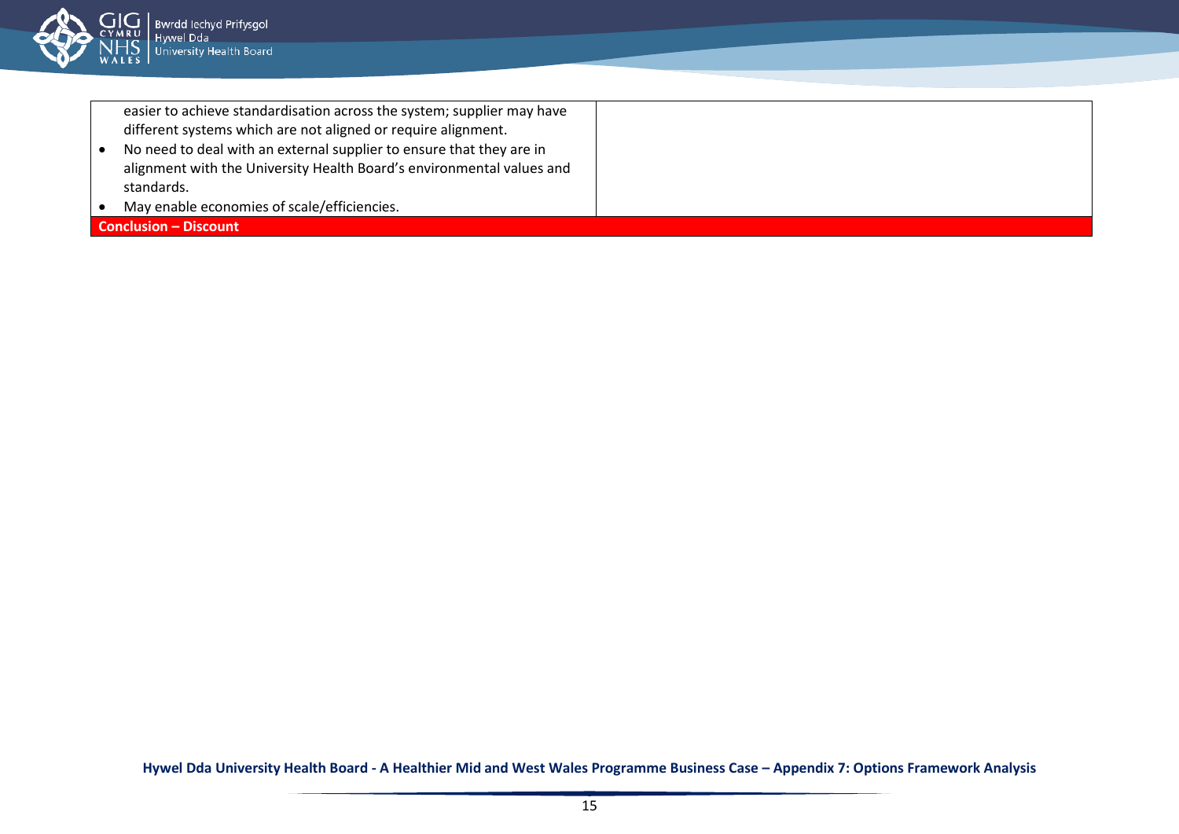| | |
|---|---|
| easier to achieve standardisation across the system; supplier may have different systems which are not aligned or require alignment.<br>• No need to deal with an external supplier to ensure that they are in alignment with the University Health Board's environmental values and standards.<br>• May enable economies of scale/efficiencies. | |
| **Conclusion – Discount** | |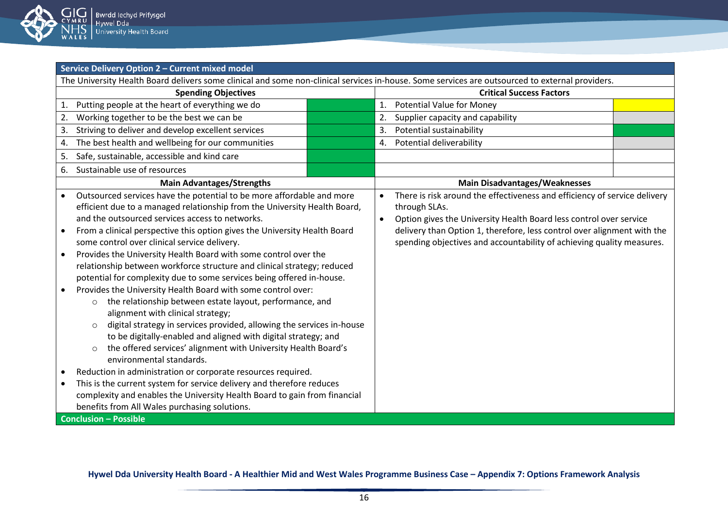## Service Delivery Option 2 – Current mixed model

The University Health Board delivers some clinical and some non-clinical services in-house. Some services are outsourced to external providers.

| Spending Objectives | | Critical Success Factors | |
|---|---|---|---|
| 1. Putting people at the heart of everything we do | Green | 1. Potential Value for Money | Yellow |
| 2. Working together to be the best we can be | Green | 2. Supplier capacity and capability | Grey |
| 3. Striving to deliver and develop excellent services | Green | 3. Potential sustainability | Green |
| 4. The best health and wellbeing for our communities | Green | 4. Potential deliverability | Grey |
| 5. Safe, sustainable, accessible and kind care | Green | | |
| 6. Sustainable use of resources | Green | | |

**Main Advantages/Strengths**

- Outsourced services have the potential to be more affordable and more efficient due to a managed relationship from the University Health Board, and the outsourced services access to networks.
- From a clinical perspective this option gives the University Health Board some control over clinical service delivery.
- Provides the University Health Board with some control over the relationship between workforce structure and clinical strategy; reduced potential for complexity due to some services being offered in-house.
- Provides the University Health Board with some control over:
  - the relationship between estate layout, performance, and alignment with clinical strategy;
  - digital strategy in services provided, allowing the services in-house to be digitally-enabled and aligned with digital strategy; and
  - the offered services' alignment with University Health Board's environmental standards.
- Reduction in administration or corporate resources required.
- This is the current system for service delivery and therefore reduces complexity and enables the University Health Board to gain from financial benefits from All Wales purchasing solutions.

**Main Disadvantages/Weaknesses**

- There is risk around the effectiveness and efficiency of service delivery through SLAs.
- Option gives the University Health Board less control over service delivery than Option 1, therefore, less control over alignment with the spending objectives and accountability of achieving quality measures.

**Conclusion – Possible**

Hywel Dda University Health Board - A Healthier Mid and West Wales Programme Business Case – Appendix 7: Options Framework Analysis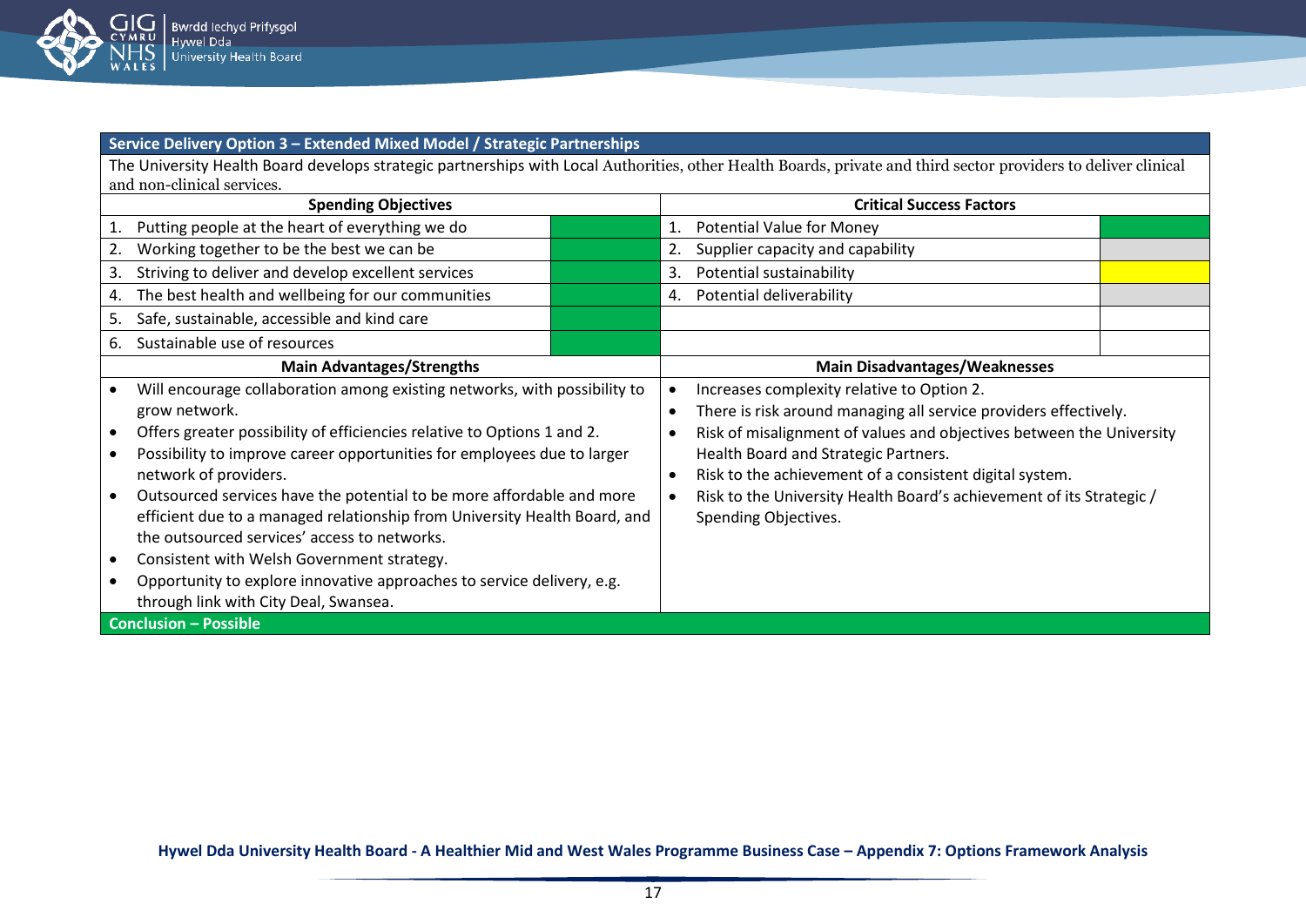| Service Delivery Option 3 – Extended Mixed Model / Strategic Partnerships | | | |
|---|---|---|---|
| The University Health Board develops strategic partnerships with Local Authorities, other Health Boards, private and third sector providers to deliver clinical and non-clinical services. | | | |
| **Spending Objectives** | | **Critical Success Factors** | |
| 1. Putting people at the heart of everything we do | | 1. Potential Value for Money | |
| 2. Working together to be the best we can be | | 2. Supplier capacity and capability | |
| 3. Striving to deliver and develop excellent services | | 3. Potential sustainability | |
| 4. The best health and wellbeing for our communities | | 4. Potential deliverability | |
| 5. Safe, sustainable, accessible and kind care | | | |
| 6. Sustainable use of resources | | | |
| **Main Advantages/Strengths** | | **Main Disadvantages/Weaknesses** | |
| • Will encourage collaboration among existing networks, with possibility to grow network.<br>• Offers greater possibility of efficiencies relative to Options 1 and 2.<br>• Possibility to improve career opportunities for employees due to larger network of providers.<br>• Outsourced services have the potential to be more affordable and more efficient due to a managed relationship from University Health Board, and the outsourced services' access to networks.<br>• Consistent with Welsh Government strategy.<br>• Opportunity to explore innovative approaches to service delivery, e.g. through link with City Deal, Swansea. | | • Increases complexity relative to Option 2.<br>• There is risk around managing all service providers effectively.<br>• Risk of misalignment of values and objectives between the University Health Board and Strategic Partners.<br>• Risk to the achievement of a consistent digital system.<br>• Risk to the University Health Board's achievement of its Strategic / Spending Objectives. | |
| **Conclusion – Possible** | | | |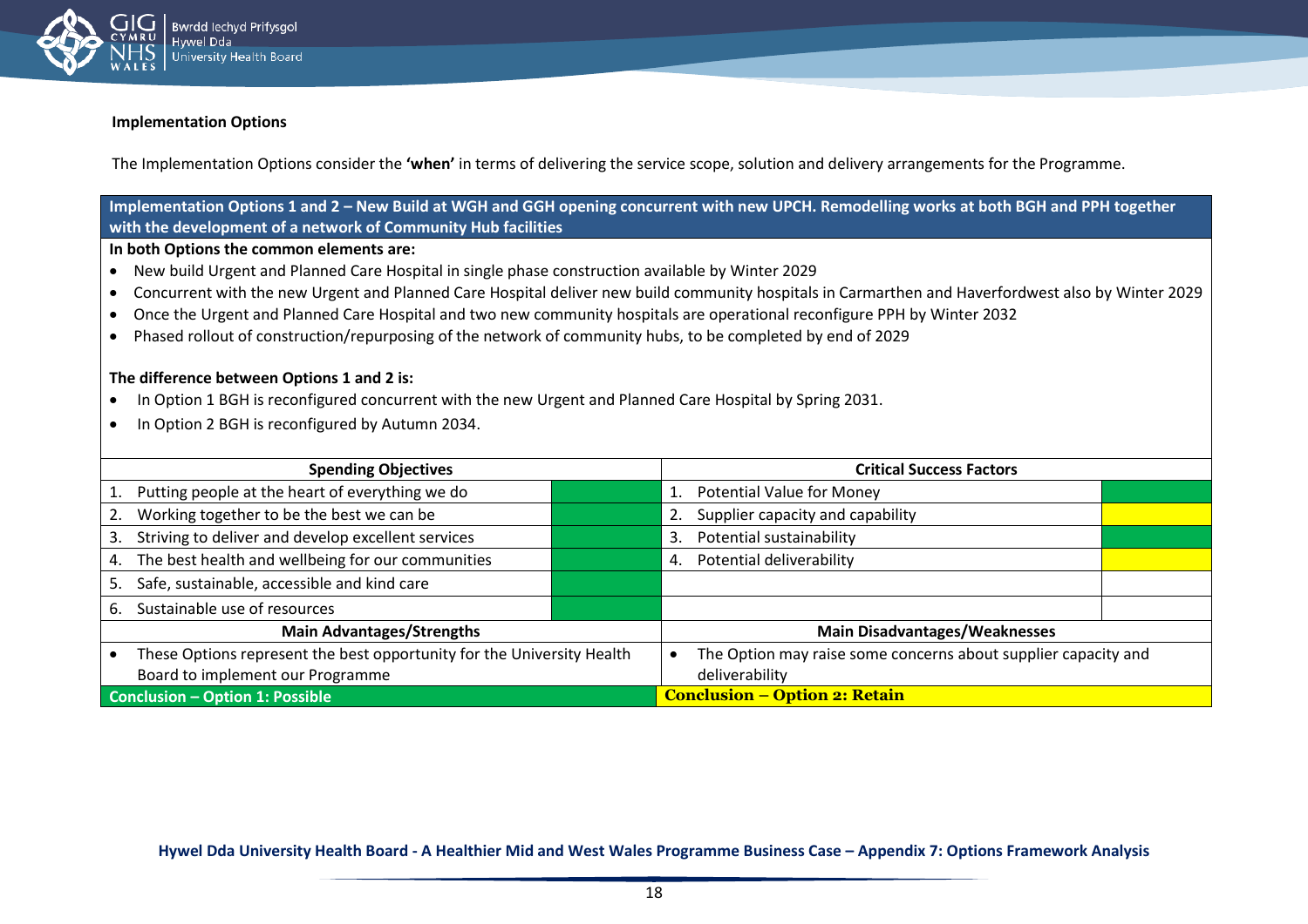**Implementation Options**

The Implementation Options consider the **'when'** in terms of delivering the service scope, solution and delivery arrangements for the Programme.

**Implementation Options 1 and 2 – New Build at WGH and GGH opening concurrent with new UPCH. Remodelling works at both BGH and PPH together with the development of a network of Community Hub facilities**

**In both Options the common elements are:**

- New build Urgent and Planned Care Hospital in single phase construction available by Winter 2029
- Concurrent with the new Urgent and Planned Care Hospital deliver new build community hospitals in Carmarthen and Haverfordwest also by Winter 2029
- Once the Urgent and Planned Care Hospital and two new community hospitals are operational reconfigure PPH by Winter 2032
- Phased rollout of construction/repurposing of the network of community hubs, to be completed by end of 2029

**The difference between Options 1 and 2 is:**

- In Option 1 BGH is reconfigured concurrent with the new Urgent and Planned Care Hospital by Spring 2031.
- In Option 2 BGH is reconfigured by Autumn 2034.

| Spending Objectives | | Critical Success Factors | |
|---|---|---|---|
| 1. Putting people at the heart of everything we do | Green | 1. Potential Value for Money | Green |
| 2. Working together to be the best we can be | Green | 2. Supplier capacity and capability | Yellow |
| 3. Striving to deliver and develop excellent services | Green | 3. Potential sustainability | Green |
| 4. The best health and wellbeing for our communities | Green | 4. Potential deliverability | Yellow |
| 5. Safe, sustainable, accessible and kind care | Green | | |
| 6. Sustainable use of resources | Green | | |
| **Main Advantages/Strengths** | | **Main Disadvantages/Weaknesses** | |
| • These Options represent the best opportunity for the University Health Board to implement our Programme | | • The Option may raise some concerns about supplier capacity and deliverability | |
| **Conclusion – Option 1: Possible** | | **Conclusion – Option 2: Retain** | |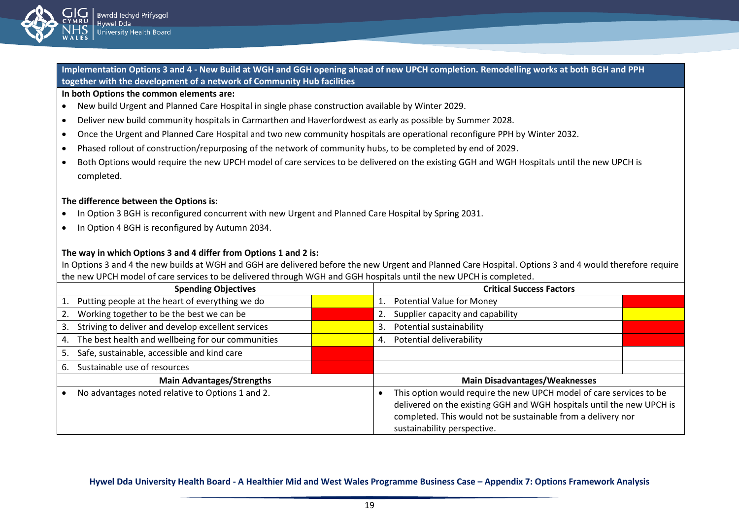**Implementation Options 3 and 4 - New Build at WGH and GGH opening ahead of new UPCH completion. Remodelling works at both BGH and PPH together with the development of a network of Community Hub facilities**

**In both Options the common elements are:**

- New build Urgent and Planned Care Hospital in single phase construction available by Winter 2029.
- Deliver new build community hospitals in Carmarthen and Haverfordwest as early as possible by Summer 2028.
- Once the Urgent and Planned Care Hospital and two new community hospitals are operational reconfigure PPH by Winter 2032.
- Phased rollout of construction/repurposing of the network of community hubs, to be completed by end of 2029.
- Both Options would require the new UPCH model of care services to be delivered on the existing GGH and WGH Hospitals until the new UPCH is completed.

**The difference between the Options is:**

- In Option 3 BGH is reconfigured concurrent with new Urgent and Planned Care Hospital by Spring 2031.
- In Option 4 BGH is reconfigured by Autumn 2034.

**The way in which Options 3 and 4 differ from Options 1 and 2 is:**

In Options 3 and 4 the new builds at WGH and GGH are delivered before the new Urgent and Planned Care Hospital. Options 3 and 4 would therefore require the new UPCH model of care services to be delivered through WGH and GGH hospitals until the new UPCH is completed.

| Spending Objectives | | Critical Success Factors | |
|---|---|---|---|
| 1. Putting people at the heart of everything we do | Yellow | 1. Potential Value for Money | Red |
| 2. Working together to be the best we can be | Red | 2. Supplier capacity and capability | Yellow |
| 3. Striving to deliver and develop excellent services | Yellow | 3. Potential sustainability | Red |
| 4. The best health and wellbeing for our communities | Yellow | 4. Potential deliverability | Red |
| 5. Safe, sustainable, accessible and kind care | Red | | |
| 6. Sustainable use of resources | Red | | |

| Main Advantages/Strengths | Main Disadvantages/Weaknesses |
|---|---|
| • No advantages noted relative to Options 1 and 2. | • This option would require the new UPCH model of care services to be delivered on the existing GGH and WGH hospitals until the new UPCH is completed. This would not be sustainable from a delivery nor sustainability perspective. |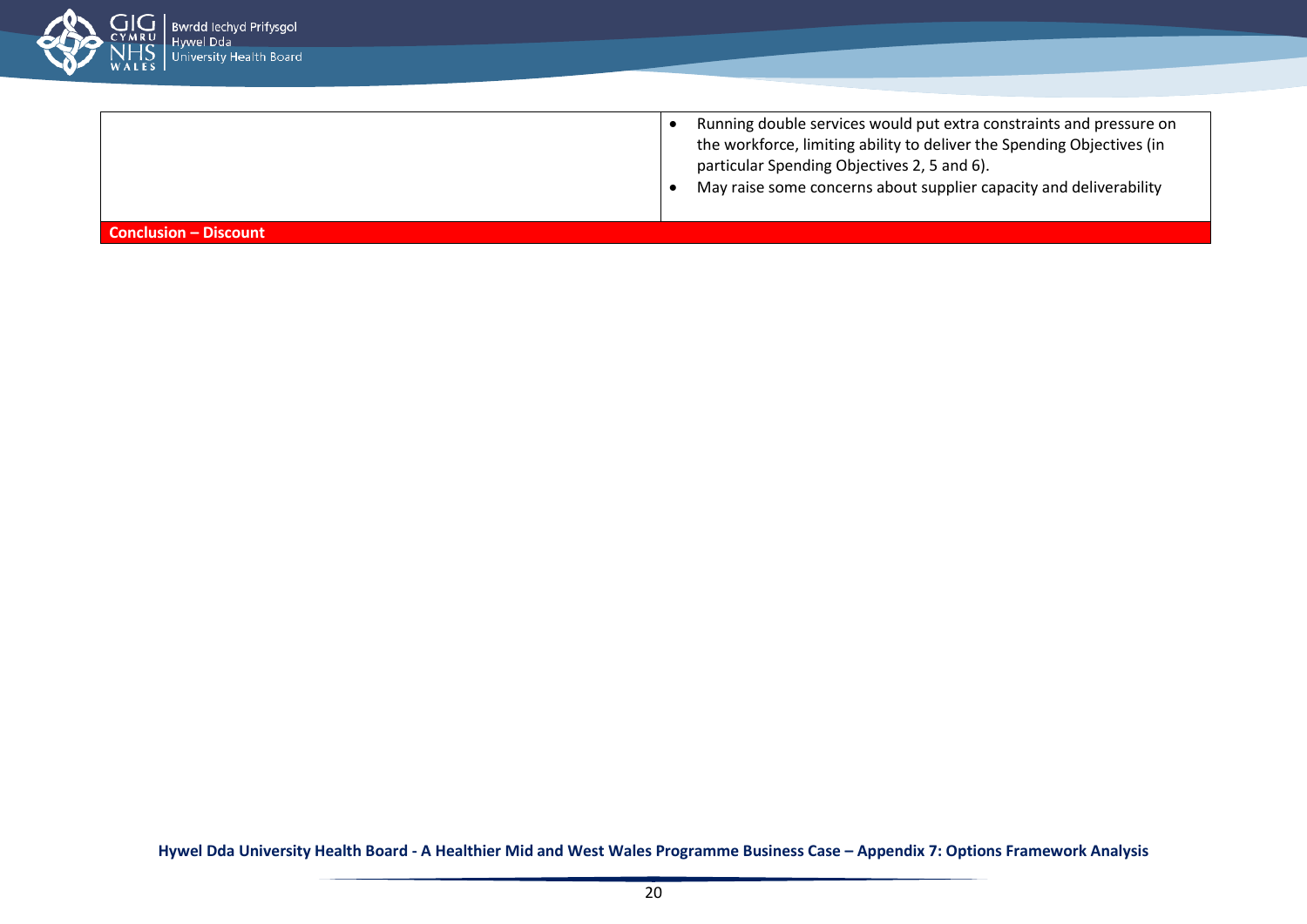| | |
|---|---|
| | • Running double services would put extra constraints and pressure on the workforce, limiting ability to deliver the Spending Objectives (in particular Spending Objectives 2, 5 and 6).<br>• May raise some concerns about supplier capacity and deliverability |
| **Conclusion – Discount** | |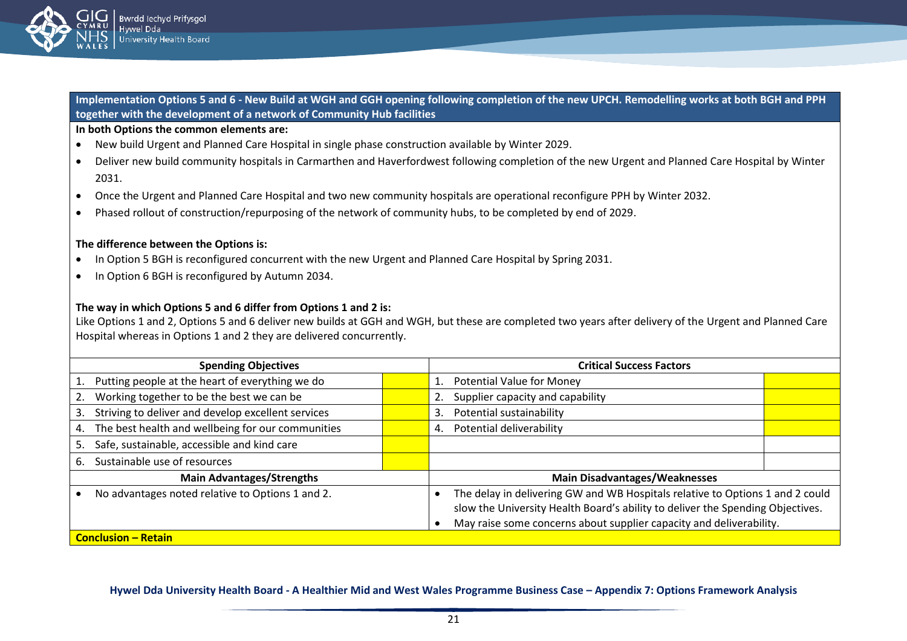**Implementation Options 5 and 6 - New Build at WGH and GGH opening following completion of the new UPCH. Remodelling works at both BGH and PPH together with the development of a network of Community Hub facilities**

**In both Options the common elements are:**

- New build Urgent and Planned Care Hospital in single phase construction available by Winter 2029.
- Deliver new build community hospitals in Carmarthen and Haverfordwest following completion of the new Urgent and Planned Care Hospital by Winter 2031.
- Once the Urgent and Planned Care Hospital and two new community hospitals are operational reconfigure PPH by Winter 2032.
- Phased rollout of construction/repurposing of the network of community hubs, to be completed by end of 2029.

**The difference between the Options is:**

- In Option 5 BGH is reconfigured concurrent with the new Urgent and Planned Care Hospital by Spring 2031.
- In Option 6 BGH is reconfigured by Autumn 2034.

**The way in which Options 5 and 6 differ from Options 1 and 2 is:**

Like Options 1 and 2, Options 5 and 6 deliver new builds at GGH and WGH, but these are completed two years after delivery of the Urgent and Planned Care Hospital whereas in Options 1 and 2 they are delivered concurrently.

| Spending Objectives | | Critical Success Factors | |
|---|---|---|---|
| 1. Putting people at the heart of everything we do | | 1. Potential Value for Money | |
| 2. Working together to be the best we can be | | 2. Supplier capacity and capability | |
| 3. Striving to deliver and develop excellent services | | 3. Potential sustainability | |
| 4. The best health and wellbeing for our communities | | 4. Potential deliverability | |
| 5. Safe, sustainable, accessible and kind care | | | |
| 6. Sustainable use of resources | | | |
| **Main Advantages/Strengths** | | **Main Disadvantages/Weaknesses** | |
| • No advantages noted relative to Options 1 and 2. | | • The delay in delivering GW and WB Hospitals relative to Options 1 and 2 could slow the University Health Board's ability to deliver the Spending Objectives.<br>• May raise some concerns about supplier capacity and deliverability. | |
| **Conclusion – Retain** | | | |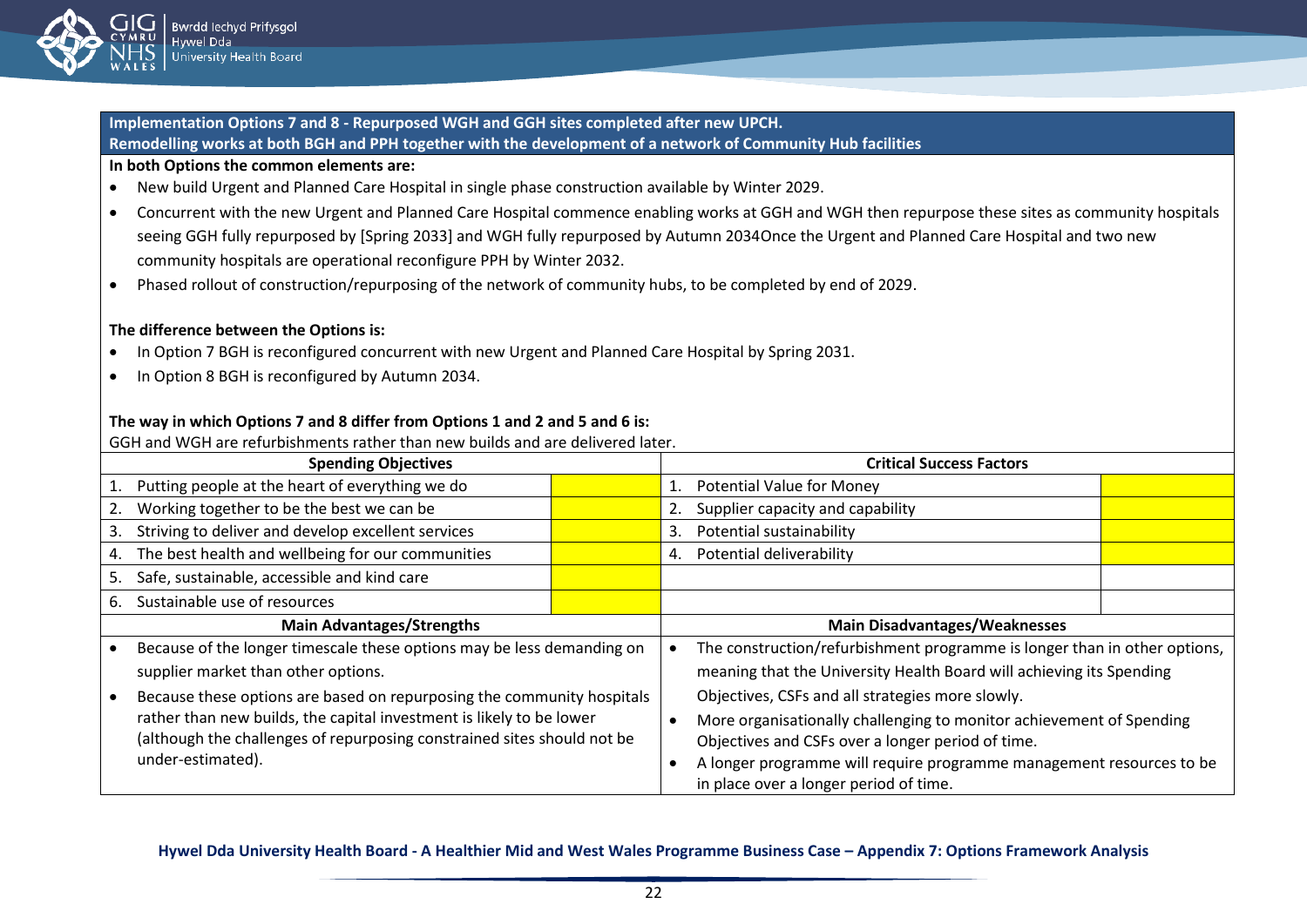**Implementation Options 7 and 8 - Repurposed WGH and GGH sites completed after new UPCH.**
**Remodelling works at both BGH and PPH together with the development of a network of Community Hub facilities**

**In both Options the common elements are:**

- New build Urgent and Planned Care Hospital in single phase construction available by Winter 2029.
- Concurrent with the new Urgent and Planned Care Hospital commence enabling works at GGH and WGH then repurpose these sites as community hospitals seeing GGH fully repurposed by [Spring 2033] and WGH fully repurposed by Autumn 2034Once the Urgent and Planned Care Hospital and two new community hospitals are operational reconfigure PPH by Winter 2032.
- Phased rollout of construction/repurposing of the network of community hubs, to be completed by end of 2029.

**The difference between the Options is:**

- In Option 7 BGH is reconfigured concurrent with new Urgent and Planned Care Hospital by Spring 2031.
- In Option 8 BGH is reconfigured by Autumn 2034.

**The way in which Options 7 and 8 differ from Options 1 and 2 and 5 and 6 is:**

GGH and WGH are refurbishments rather than new builds and are delivered later.

| **Spending Objectives** | | **Critical Success Factors** | |
|---|---|---|---|
| 1. Putting people at the heart of everything we do | | 1. Potential Value for Money | |
| 2. Working together to be the best we can be | | 2. Supplier capacity and capability | |
| 3. Striving to deliver and develop excellent services | | 3. Potential sustainability | |
| 4. The best health and wellbeing for our communities | | 4. Potential deliverability | |
| 5. Safe, sustainable, accessible and kind care | | | |
| 6. Sustainable use of resources | | | |

| **Main Advantages/Strengths** | **Main Disadvantages/Weaknesses** |
|---|---|
| • Because of the longer timescale these options may be less demanding on supplier market than other options.<br>• Because these options are based on repurposing the community hospitals rather than new builds, the capital investment is likely to be lower (although the challenges of repurposing constrained sites should not be under-estimated). | • The construction/refurbishment programme is longer than in other options, meaning that the University Health Board will achieving its Spending Objectives, CSFs and all strategies more slowly.<br>• More organisationally challenging to monitor achievement of Spending Objectives and CSFs over a longer period of time.<br>• A longer programme will require programme management resources to be in place over a longer period of time. |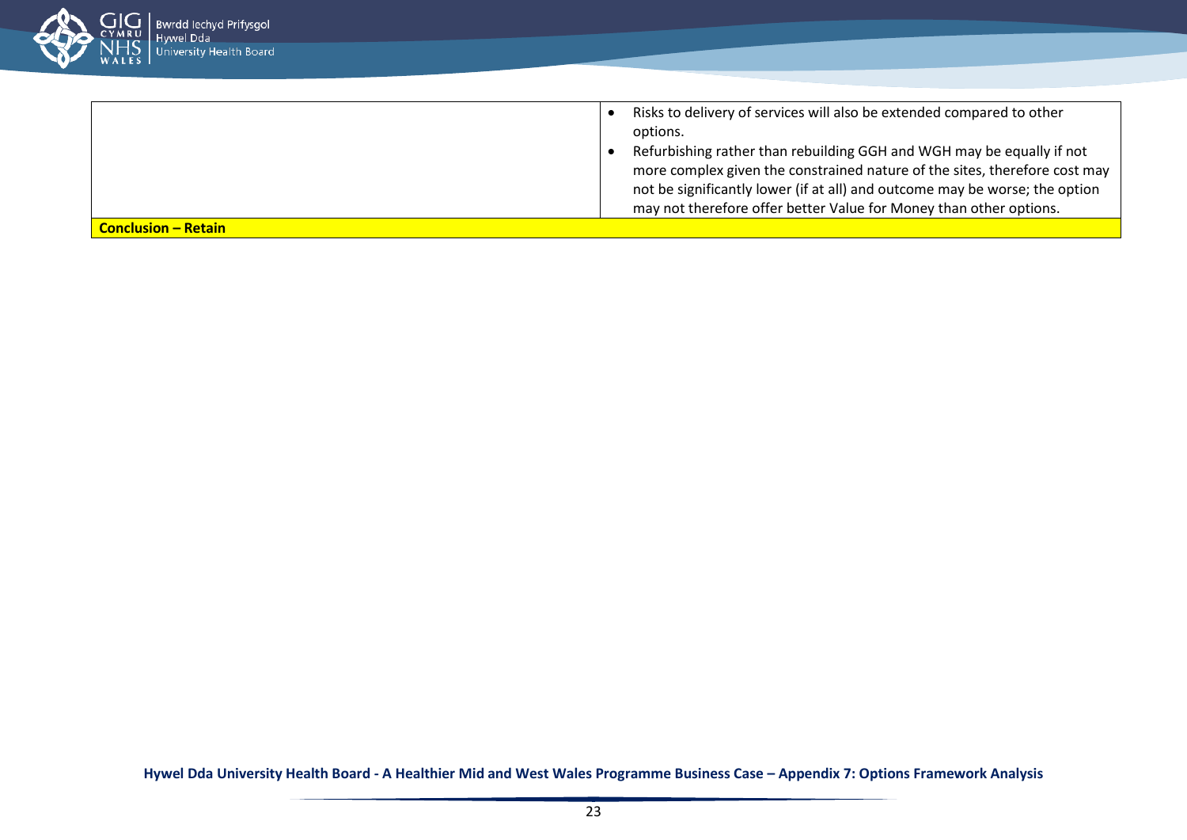| | |
|---|---|
| | • Risks to delivery of services will also be extended compared to other options.<br>• Refurbishing rather than rebuilding GGH and WGH may be equally if not more complex given the constrained nature of the sites, therefore cost may not be significantly lower (if at all) and outcome may be worse; the option may not therefore offer better Value for Money than other options. |
| **Conclusion – Retain** | |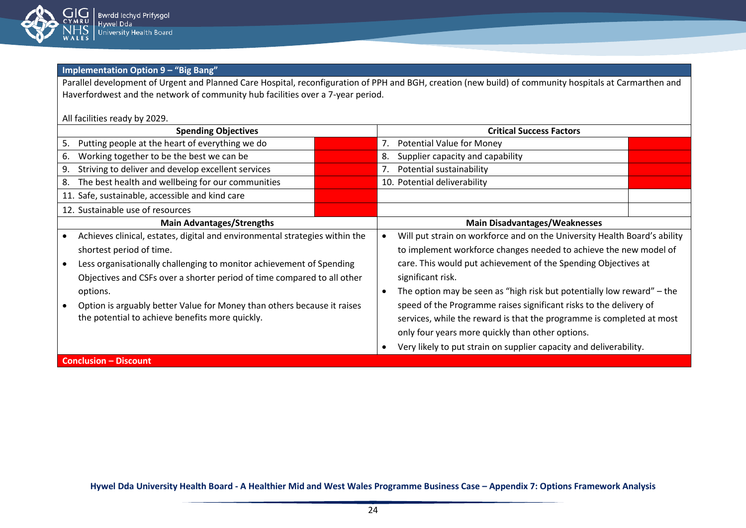**Implementation Option 9 – "Big Bang"**

Parallel development of Urgent and Planned Care Hospital, reconfiguration of PPH and BGH, creation (new build) of community hospitals at Carmarthen and Haverfordwest and the network of community hub facilities over a 7-year period.

All facilities ready by 2029.

| Spending Objectives | | Critical Success Factors | |
|---|---|---|---|
| 5. Putting people at the heart of everything we do | | 7. Potential Value for Money | |
| 6. Working together to be the best we can be | | 8. Supplier capacity and capability | |
| 9. Striving to deliver and develop excellent services | | 7. Potential sustainability | |
| 8. The best health and wellbeing for our communities | | 10. Potential deliverability | |
| 11. Safe, sustainable, accessible and kind care | | | |
| 12. Sustainable use of resources | | | |

**Main Advantages/Strengths**

- Achieves clinical, estates, digital and environmental strategies within the shortest period of time.
- Less organisationally challenging to monitor achievement of Spending Objectives and CSFs over a shorter period of time compared to all other options.
- Option is arguably better Value for Money than others because it raises the potential to achieve benefits more quickly.

**Main Disadvantages/Weaknesses**

- Will put strain on workforce and on the University Health Board's ability to implement workforce changes needed to achieve the new model of care. This would put achievement of the Spending Objectives at significant risk.
- The option may be seen as "high risk but potentially low reward" – the speed of the Programme raises significant risks to the delivery of services, while the reward is that the programme is completed at most only four years more quickly than other options.
- Very likely to put strain on supplier capacity and deliverability.

**Conclusion – Discount**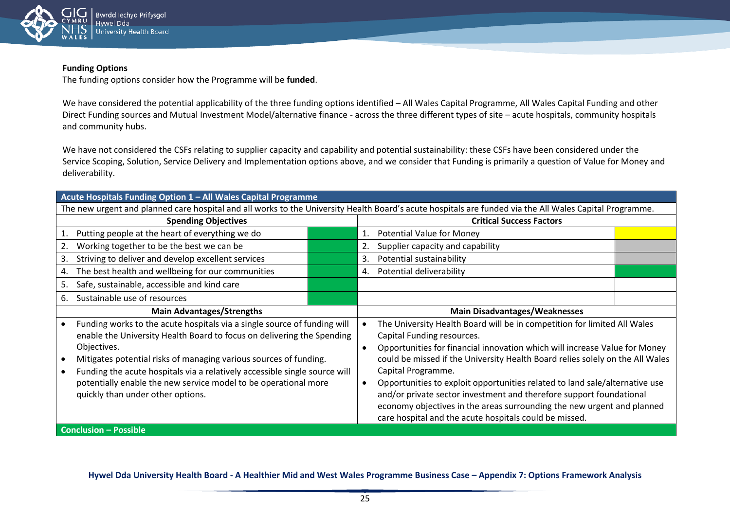**Funding Options**

The funding options consider how the Programme will be **funded**.

We have considered the potential applicability of the three funding options identified – All Wales Capital Programme, All Wales Capital Funding and other Direct Funding sources and Mutual Investment Model/alternative finance - across the three different types of site – acute hospitals, community hospitals and community hubs.

We have not considered the CSFs relating to supplier capacity and capability and potential sustainability: these CSFs have been considered under the Service Scoping, Solution, Service Delivery and Implementation options above, and we consider that Funding is primarily a question of Value for Money and deliverability.

| **Acute Hospitals Funding Option 1 – All Wales Capital Programme** | | | |
|---|---|---|---|
| The new urgent and planned care hospital and all works to the University Health Board's acute hospitals are funded via the All Wales Capital Programme. | | | |
| **Spending Objectives** | | **Critical Success Factors** | |
| 1. Putting people at the heart of everything we do | Green | 1. Potential Value for Money | Yellow |
| 2. Working together to be the best we can be | Green | 2. Supplier capacity and capability | Grey |
| 3. Striving to deliver and develop excellent services | Green | 3. Potential sustainability | Grey |
| 4. The best health and wellbeing for our communities | Green | 4. Potential deliverability | Green |
| 5. Safe, sustainable, accessible and kind care | Green | | |
| 6. Sustainable use of resources | Green | | |
| **Main Advantages/Strengths** | | **Main Disadvantages/Weaknesses** | |
| • Funding works to the acute hospitals via a single source of funding will enable the University Health Board to focus on delivering the Spending Objectives.<br>• Mitigates potential risks of managing various sources of funding.<br>• Funding the acute hospitals via a relatively accessible single source will potentially enable the new service model to be operational more quickly than under other options. | | • The University Health Board will be in competition for limited All Wales Capital Funding resources.<br>• Opportunities for financial innovation which will increase Value for Money could be missed if the University Health Board relies solely on the All Wales Capital Programme.<br>• Opportunities to exploit opportunities related to land sale/alternative use and/or private sector investment and therefore support foundational economy objectives in the areas surrounding the new urgent and planned care hospital and the acute hospitals could be missed. | |
| **Conclusion – Possible** | | | |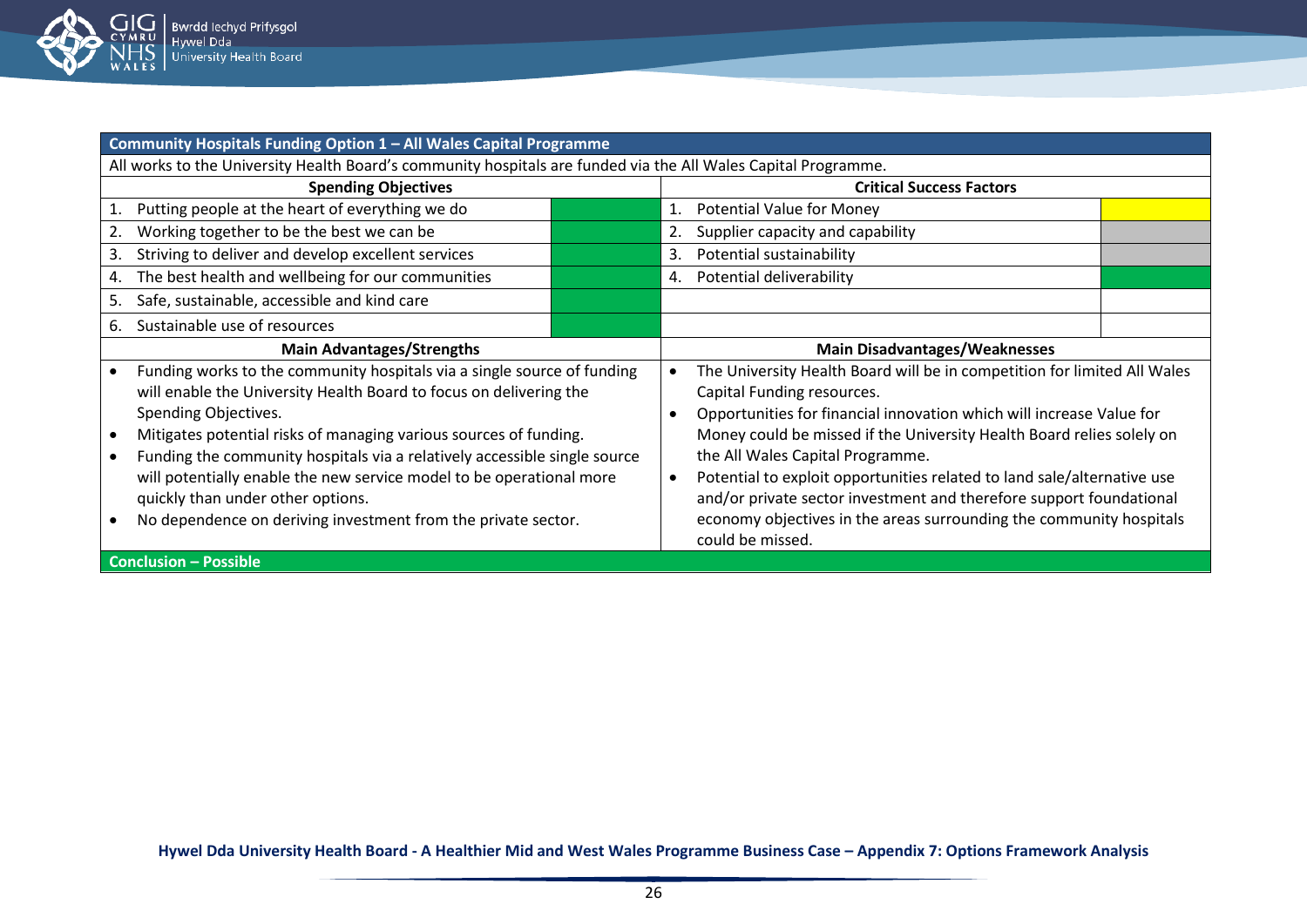| Community Hospitals Funding Option 1 – All Wales Capital Programme | | | |
|---|---|---|---|
| All works to the University Health Board's community hospitals are funded via the All Wales Capital Programme. | | | |
| **Spending Objectives** | | **Critical Success Factors** | |
| 1. Putting people at the heart of everything we do | | 1. Potential Value for Money | |
| 2. Working together to be the best we can be | | 2. Supplier capacity and capability | |
| 3. Striving to deliver and develop excellent services | | 3. Potential sustainability | |
| 4. The best health and wellbeing for our communities | | 4. Potential deliverability | |
| 5. Safe, sustainable, accessible and kind care | | | |
| 6. Sustainable use of resources | | | |
| **Main Advantages/Strengths** | | **Main Disadvantages/Weaknesses** | |
| • Funding works to the community hospitals via a single source of funding will enable the University Health Board to focus on delivering the Spending Objectives.<br>• Mitigates potential risks of managing various sources of funding.<br>• Funding the community hospitals via a relatively accessible single source will potentially enable the new service model to be operational more quickly than under other options.<br>• No dependence on deriving investment from the private sector. | | • The University Health Board will be in competition for limited All Wales Capital Funding resources.<br>• Opportunities for financial innovation which will increase Value for Money could be missed if the University Health Board relies solely on the All Wales Capital Programme.<br>• Potential to exploit opportunities related to land sale/alternative use and/or private sector investment and therefore support foundational economy objectives in the areas surrounding the community hospitals could be missed. | |
| **Conclusion – Possible** | | | |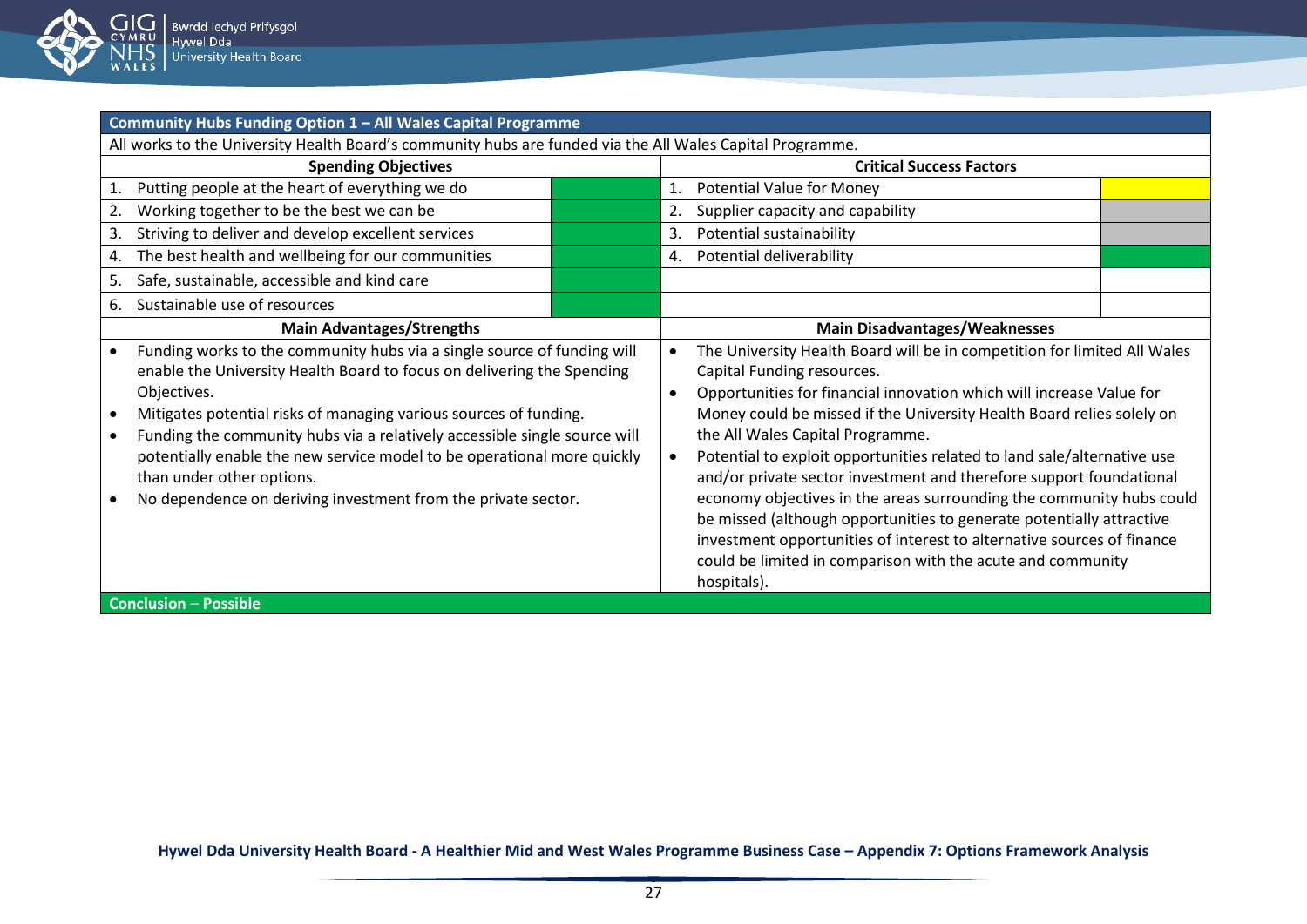**Community Hubs Funding Option 1 – All Wales Capital Programme**

All works to the University Health Board's community hubs are funded via the All Wales Capital Programme.

| Spending Objectives | | Critical Success Factors | |
|---|---|---|---|
| 1. Putting people at the heart of everything we do | Green | 1. Potential Value for Money | Yellow |
| 2. Working together to be the best we can be | Green | 2. Supplier capacity and capability | Grey |
| 3. Striving to deliver and develop excellent services | Green | 3. Potential sustainability | Grey |
| 4. The best health and wellbeing for our communities | Green | 4. Potential deliverability | Green |
| 5. Safe, sustainable, accessible and kind care | Green | | |
| 6. Sustainable use of resources | Green | | |

| Main Advantages/Strengths | Main Disadvantages/Weaknesses |
|---|---|
| • Funding works to the community hubs via a single source of funding will enable the University Health Board to focus on delivering the Spending Objectives.<br>• Mitigates potential risks of managing various sources of funding.<br>• Funding the community hubs via a relatively accessible single source will potentially enable the new service model to be operational more quickly than under other options.<br>• No dependence on deriving investment from the private sector. | • The University Health Board will be in competition for limited All Wales Capital Funding resources.<br>• Opportunities for financial innovation which will increase Value for Money could be missed if the University Health Board relies solely on the All Wales Capital Programme.<br>• Potential to exploit opportunities related to land sale/alternative use and/or private sector investment and therefore support foundational economy objectives in the areas surrounding the community hubs could be missed (although opportunities to generate potentially attractive investment opportunities of interest to alternative sources of finance could be limited in comparison with the acute and community hospitals). |

**Conclusion – Possible**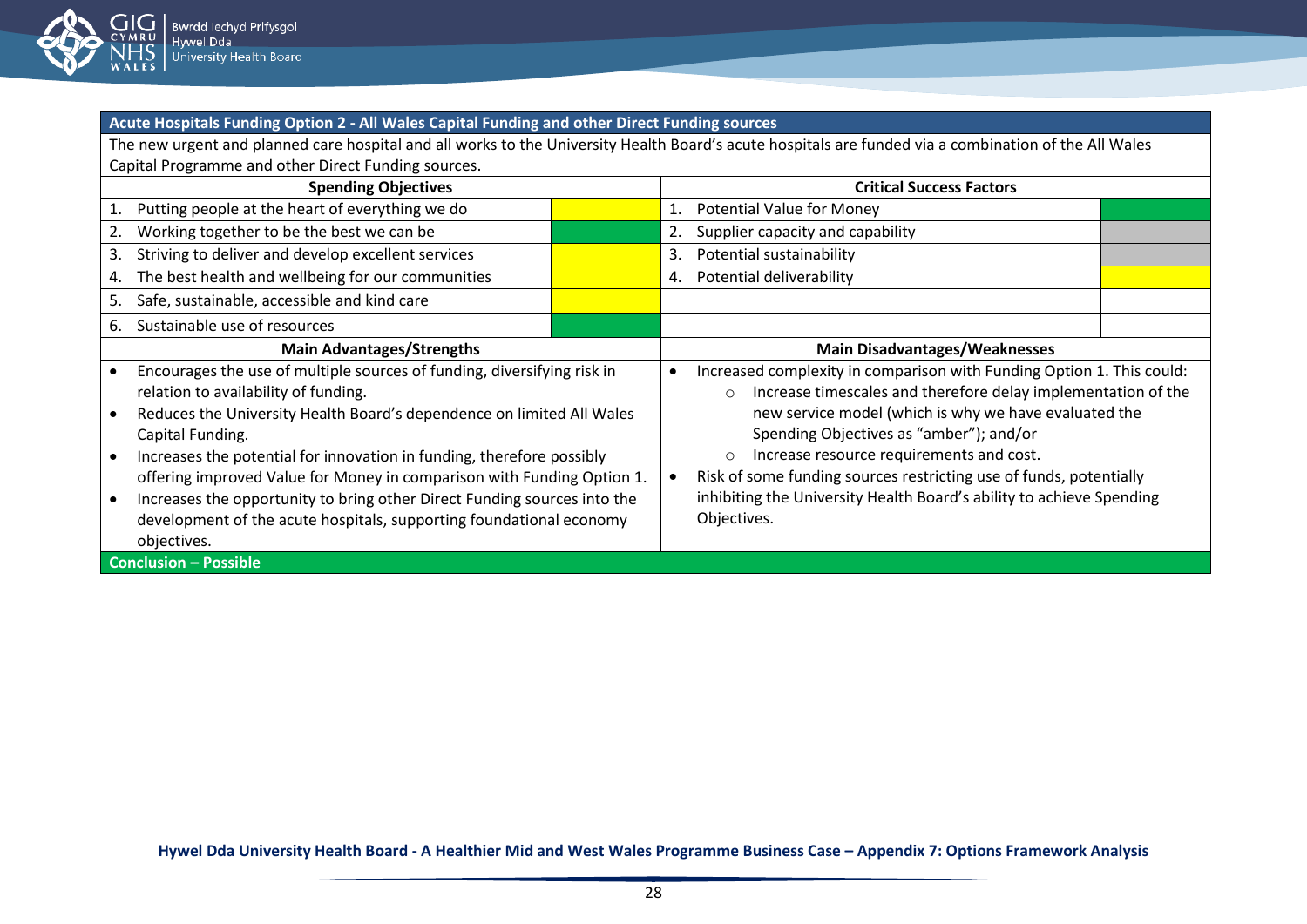**Acute Hospitals Funding Option 2 - All Wales Capital Funding and other Direct Funding sources**

The new urgent and planned care hospital and all works to the University Health Board's acute hospitals are funded via a combination of the All Wales Capital Programme and other Direct Funding sources.

| Spending Objectives | | Critical Success Factors | |
|---|---|---|---|
| 1. Putting people at the heart of everything we do | | 1. Potential Value for Money | |
| 2. Working together to be the best we can be | | 2. Supplier capacity and capability | |
| 3. Striving to deliver and develop excellent services | | 3. Potential sustainability | |
| 4. The best health and wellbeing for our communities | | 4. Potential deliverability | |
| 5. Safe, sustainable, accessible and kind care | | | |
| 6. Sustainable use of resources | | | |

**Main Advantages/Strengths**

- Encourages the use of multiple sources of funding, diversifying risk in relation to availability of funding.
- Reduces the University Health Board's dependence on limited All Wales Capital Funding.
- Increases the potential for innovation in funding, therefore possibly offering improved Value for Money in comparison with Funding Option 1.
- Increases the opportunity to bring other Direct Funding sources into the development of the acute hospitals, supporting foundational economy objectives.

**Main Disadvantages/Weaknesses**

- Increased complexity in comparison with Funding Option 1. This could:
  - Increase timescales and therefore delay implementation of the new service model (which is why we have evaluated the Spending Objectives as "amber"); and/or
  - Increase resource requirements and cost.
- Risk of some funding sources restricting use of funds, potentially inhibiting the University Health Board's ability to achieve Spending Objectives.

**Conclusion – Possible**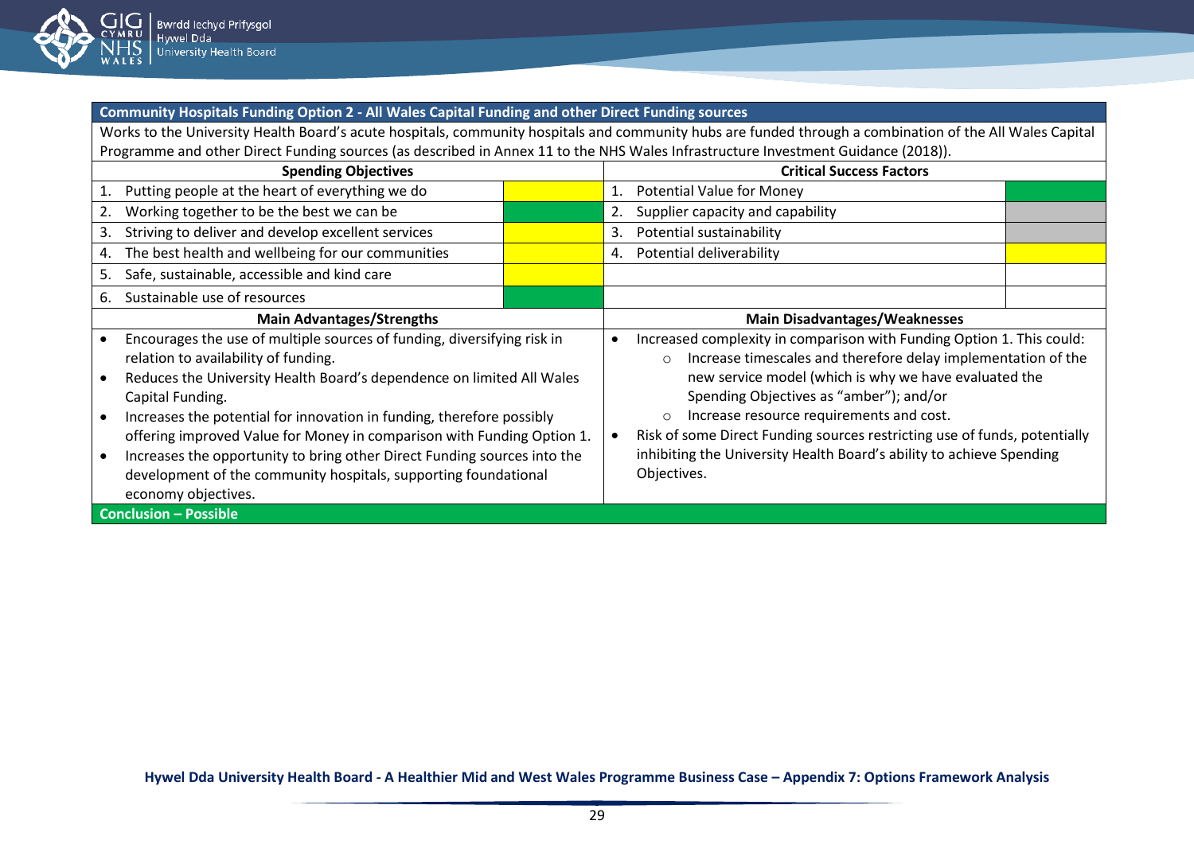| Community Hospitals Funding Option 2 - All Wales Capital Funding and other Direct Funding sources | | | |
|---|---|---|---|
| Works to the University Health Board's acute hospitals, community hospitals and community hubs are funded through a combination of the All Wales Capital Programme and other Direct Funding sources (as described in Annex 11 to the NHS Wales Infrastructure Investment Guidance (2018)). | | | |
| **Spending Objectives** | | **Critical Success Factors** | |
| 1. Putting people at the heart of everything we do | Yellow | 1. Potential Value for Money | Green |
| 2. Working together to be the best we can be | Green | 2. Supplier capacity and capability | Grey |
| 3. Striving to deliver and develop excellent services | Yellow | 3. Potential sustainability | Grey |
| 4. The best health and wellbeing for our communities | Yellow | 4. Potential deliverability | Yellow |
| 5. Safe, sustainable, accessible and kind care | Yellow | | |
| 6. Sustainable use of resources | Green | | |
| **Main Advantages/Strengths** | | **Main Disadvantages/Weaknesses** | |
| • Encourages the use of multiple sources of funding, diversifying risk in relation to availability of funding.<br>• Reduces the University Health Board's dependence on limited All Wales Capital Funding.<br>• Increases the potential for innovation in funding, therefore possibly offering improved Value for Money in comparison with Funding Option 1.<br>• Increases the opportunity to bring other Direct Funding sources into the development of the community hospitals, supporting foundational economy objectives. | | • Increased complexity in comparison with Funding Option 1. This could:<br>  ○ Increase timescales and therefore delay implementation of the new service model (which is why we have evaluated the Spending Objectives as "amber"); and/or<br>  ○ Increase resource requirements and cost.<br>• Risk of some Direct Funding sources restricting use of funds, potentially inhibiting the University Health Board's ability to achieve Spending Objectives. | |
| **Conclusion – Possible** | | | |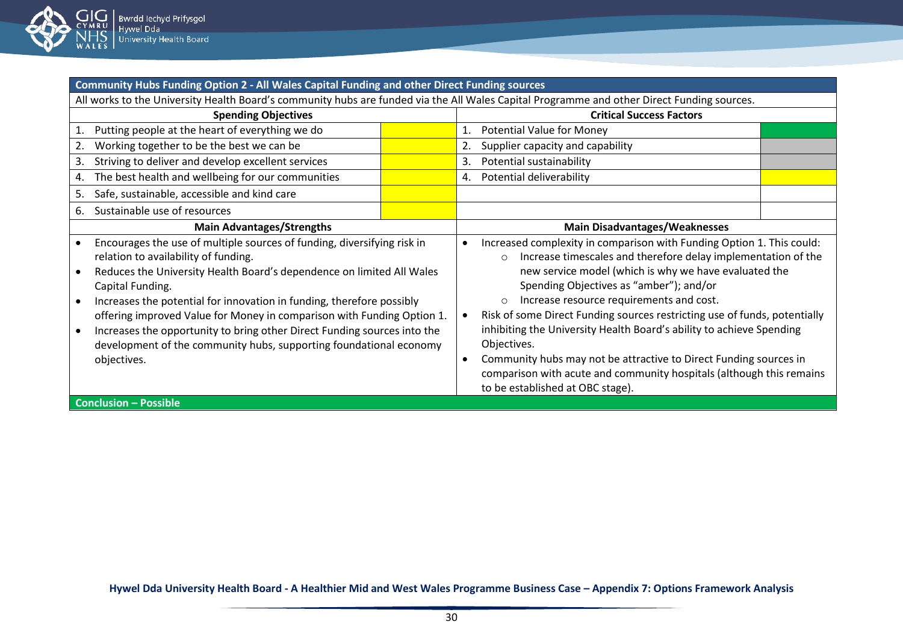| Community Hubs Funding Option 2 - All Wales Capital Funding and other Direct Funding sources | | | |
|---|---|---|---|
| All works to the University Health Board's community hubs are funded via the All Wales Capital Programme and other Direct Funding sources. | | | |
| **Spending Objectives** | | **Critical Success Factors** | |
| 1. Putting people at the heart of everything we do | | 1. Potential Value for Money | |
| 2. Working together to be the best we can be | | 2. Supplier capacity and capability | |
| 3. Striving to deliver and develop excellent services | | 3. Potential sustainability | |
| 4. The best health and wellbeing for our communities | | 4. Potential deliverability | |
| 5. Safe, sustainable, accessible and kind care | | | |
| 6. Sustainable use of resources | | | |
| **Main Advantages/Strengths** | | **Main Disadvantages/Weaknesses** | |
| • Encourages the use of multiple sources of funding, diversifying risk in relation to availability of funding.<br>• Reduces the University Health Board's dependence on limited All Wales Capital Funding.<br>• Increases the potential for innovation in funding, therefore possibly offering improved Value for Money in comparison with Funding Option 1.<br>• Increases the opportunity to bring other Direct Funding sources into the development of the community hubs, supporting foundational economy objectives. | | • Increased complexity in comparison with Funding Option 1. This could:<br>  ○ Increase timescales and therefore delay implementation of the new service model (which is why we have evaluated the Spending Objectives as "amber"); and/or<br>  ○ Increase resource requirements and cost.<br>• Risk of some Direct Funding sources restricting use of funds, potentially inhibiting the University Health Board's ability to achieve Spending Objectives.<br>• Community hubs may not be attractive to Direct Funding sources in comparison with acute and community hospitals (although this remains to be established at OBC stage). | |
| **Conclusion – Possible** | | | |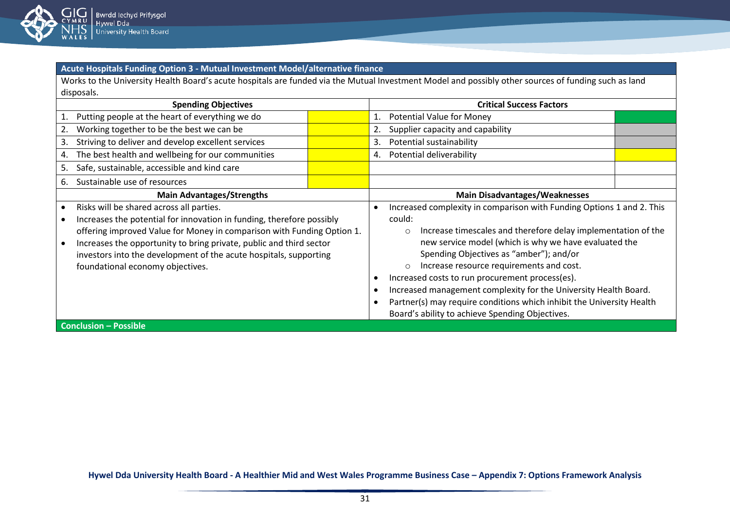| Acute Hospitals Funding Option 3 - Mutual Investment Model/alternative finance | | | |
|---|---|---|---|
| Works to the University Health Board's acute hospitals are funded via the Mutual Investment Model and possibly other sources of funding such as land disposals. | | | |
| **Spending Objectives** | | **Critical Success Factors** | |
| 1. Putting people at the heart of everything we do | Amber | 1. Potential Value for Money | Green |
| 2. Working together to be the best we can be | Amber | 2. Supplier capacity and capability | Grey |
| 3. Striving to deliver and develop excellent services | Amber | 3. Potential sustainability | Grey |
| 4. The best health and wellbeing for our communities | Amber | 4. Potential deliverability | Amber |
| 5. Safe, sustainable, accessible and kind care | Amber | | |
| 6. Sustainable use of resources | Amber | | |
| **Main Advantages/Strengths** | | **Main Disadvantages/Weaknesses** | |
| • Risks will be shared across all parties.<br>• Increases the potential for innovation in funding, therefore possibly offering improved Value for Money in comparison with Funding Option 1.<br>• Increases the opportunity to bring private, public and third sector investors into the development of the acute hospitals, supporting foundational economy objectives. | | • Increased complexity in comparison with Funding Options 1 and 2. This could:<br>&nbsp;&nbsp;○ Increase timescales and therefore delay implementation of the new service model (which is why we have evaluated the Spending Objectives as "amber"); and/or<br>&nbsp;&nbsp;○ Increase resource requirements and cost.<br>• Increased costs to run procurement process(es).<br>• Increased management complexity for the University Health Board.<br>• Partner(s) may require conditions which inhibit the University Health Board's ability to achieve Spending Objectives. | |
| **Conclusion – Possible** | | | |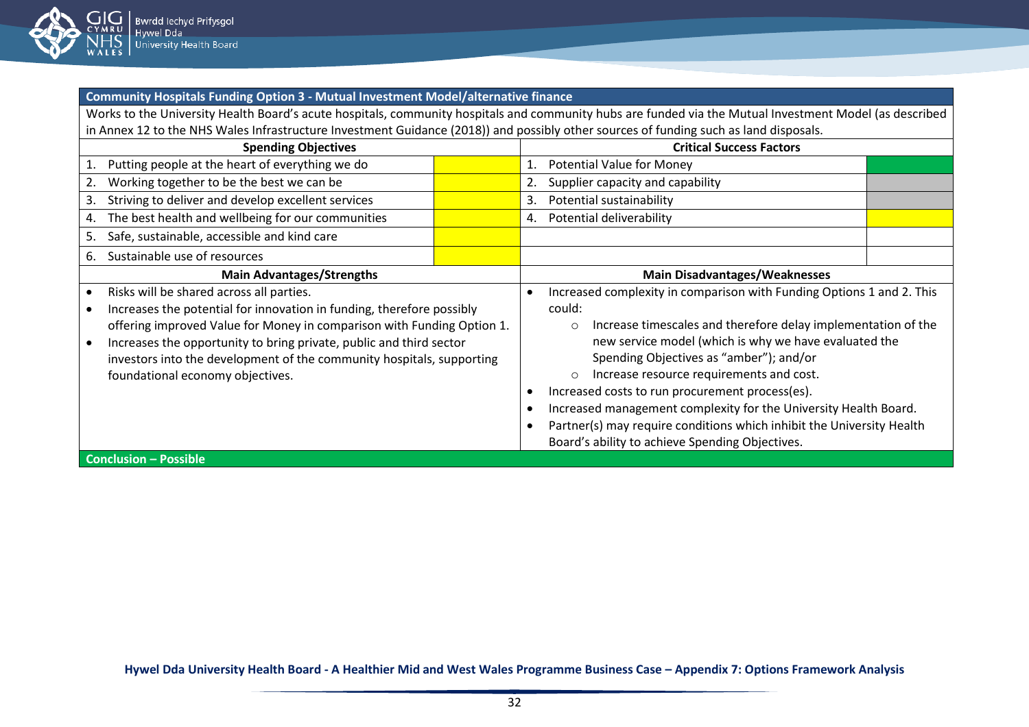| Community Hospitals Funding Option 3 - Mutual Investment Model/alternative finance | | | |
|---|---|---|---|
| Works to the University Health Board's acute hospitals, community hospitals and community hubs are funded via the Mutual Investment Model (as described in Annex 12 to the NHS Wales Infrastructure Investment Guidance (2018)) and possibly other sources of funding such as land disposals. | | | |
| **Spending Objectives** | | **Critical Success Factors** | |
| 1. Putting people at the heart of everything we do | | 1. Potential Value for Money | |
| 2. Working together to be the best we can be | | 2. Supplier capacity and capability | |
| 3. Striving to deliver and develop excellent services | | 3. Potential sustainability | |
| 4. The best health and wellbeing for our communities | | 4. Potential deliverability | |
| 5. Safe, sustainable, accessible and kind care | | | |
| 6. Sustainable use of resources | | | |
| **Main Advantages/Strengths** | | **Main Disadvantages/Weaknesses** | |
| • Risks will be shared across all parties.<br>• Increases the potential for innovation in funding, therefore possibly offering improved Value for Money in comparison with Funding Option 1.<br>• Increases the opportunity to bring private, public and third sector investors into the development of the community hospitals, supporting foundational economy objectives. | | • Increased complexity in comparison with Funding Options 1 and 2. This could:<br>  ○ Increase timescales and therefore delay implementation of the new service model (which is why we have evaluated the Spending Objectives as "amber"); and/or<br>  ○ Increase resource requirements and cost.<br>• Increased costs to run procurement process(es).<br>• Increased management complexity for the University Health Board.<br>• Partner(s) may require conditions which inhibit the University Health Board's ability to achieve Spending Objectives. | |
| **Conclusion – Possible** | | | |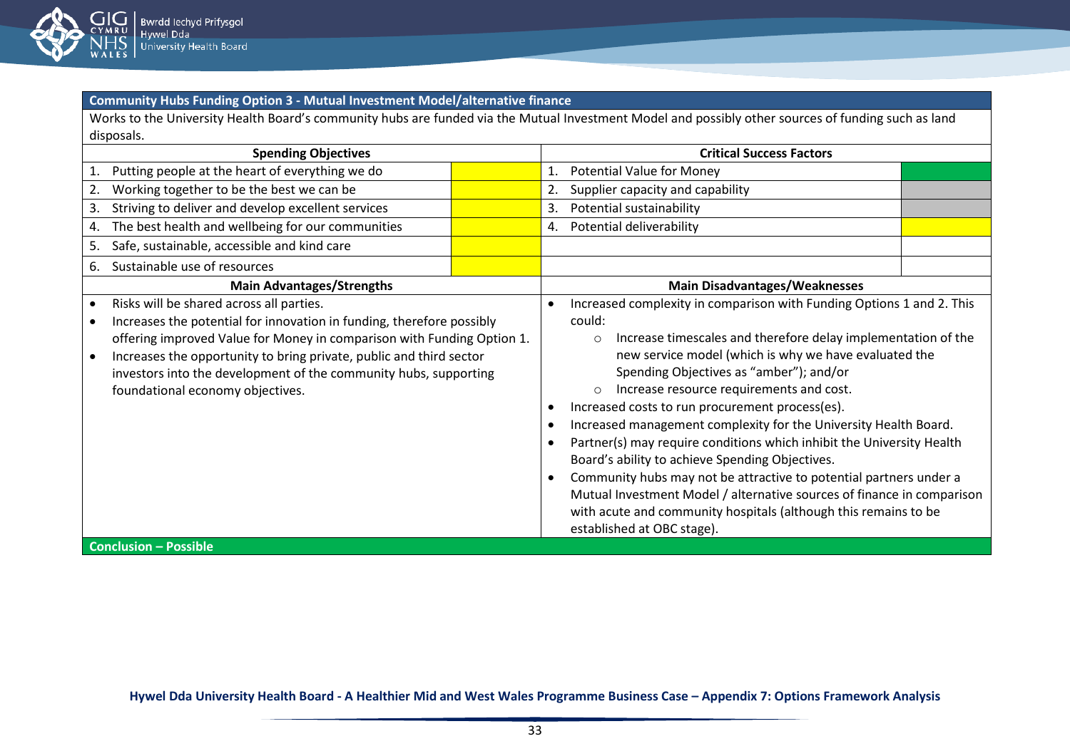**Community Hubs Funding Option 3 - Mutual Investment Model/alternative finance**

Works to the University Health Board's community hubs are funded via the Mutual Investment Model and possibly other sources of funding such as land disposals.

| Spending Objectives | | Critical Success Factors | |
|---|---|---|---|
| 1. Putting people at the heart of everything we do | | 1. Potential Value for Money | |
| 2. Working together to be the best we can be | | 2. Supplier capacity and capability | |
| 3. Striving to deliver and develop excellent services | | 3. Potential sustainability | |
| 4. The best health and wellbeing for our communities | | 4. Potential deliverability | |
| 5. Safe, sustainable, accessible and kind care | | | |
| 6. Sustainable use of resources | | | |

**Main Advantages/Strengths**

- Risks will be shared across all parties.
- Increases the potential for innovation in funding, therefore possibly offering improved Value for Money in comparison with Funding Option 1.
- Increases the opportunity to bring private, public and third sector investors into the development of the community hubs, supporting foundational economy objectives.

**Main Disadvantages/Weaknesses**

- Increased complexity in comparison with Funding Options 1 and 2. This could:
  - Increase timescales and therefore delay implementation of the new service model (which is why we have evaluated the Spending Objectives as "amber"); and/or
  - Increase resource requirements and cost.
- Increased costs to run procurement process(es).
- Increased management complexity for the University Health Board.
- Partner(s) may require conditions which inhibit the University Health Board's ability to achieve Spending Objectives.
- Community hubs may not be attractive to potential partners under a Mutual Investment Model / alternative sources of finance in comparison with acute and community hospitals (although this remains to be established at OBC stage).

**Conclusion – Possible**